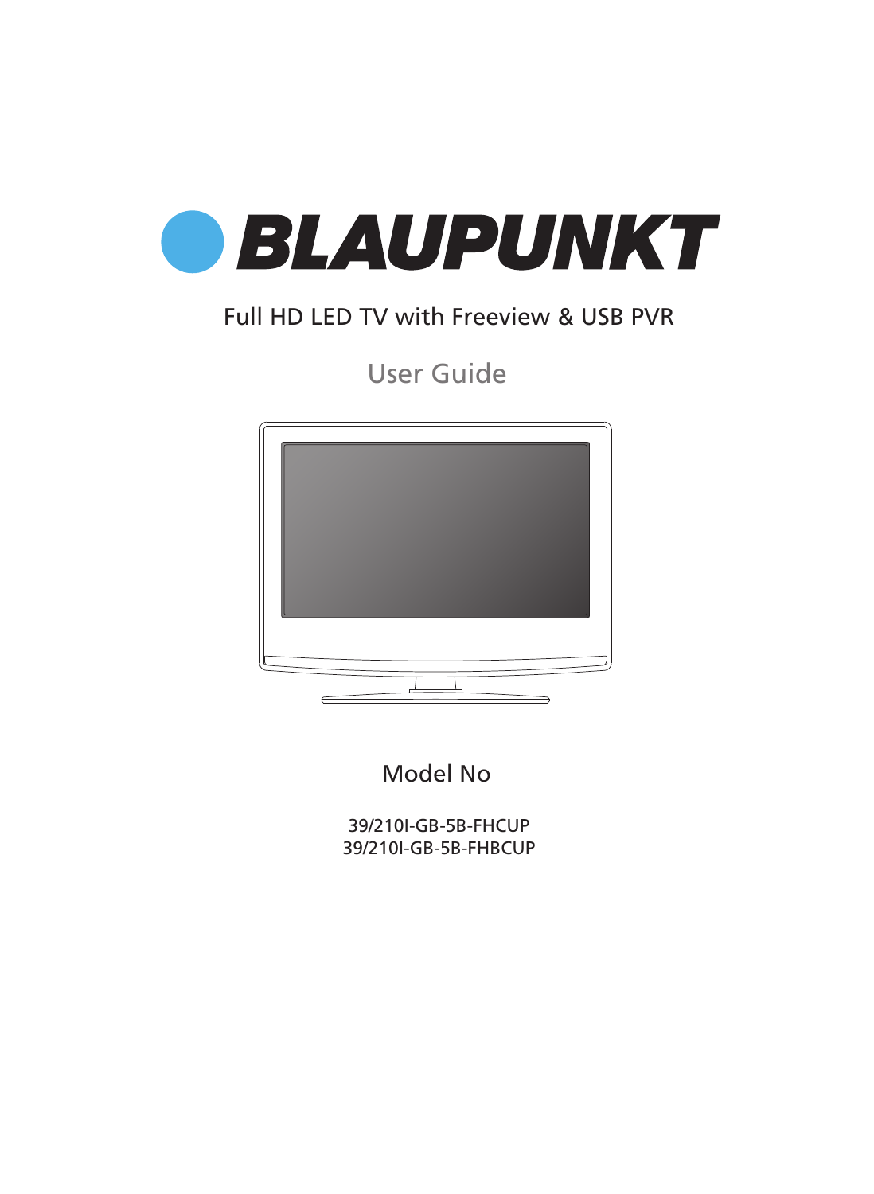# BLAUPUNKT

Full HD LED TV with Freeview & USB PVR

## User Guide

Model No

39/210I-GB-5B-FHCUP
39/210I-GB-5B-FHBCUP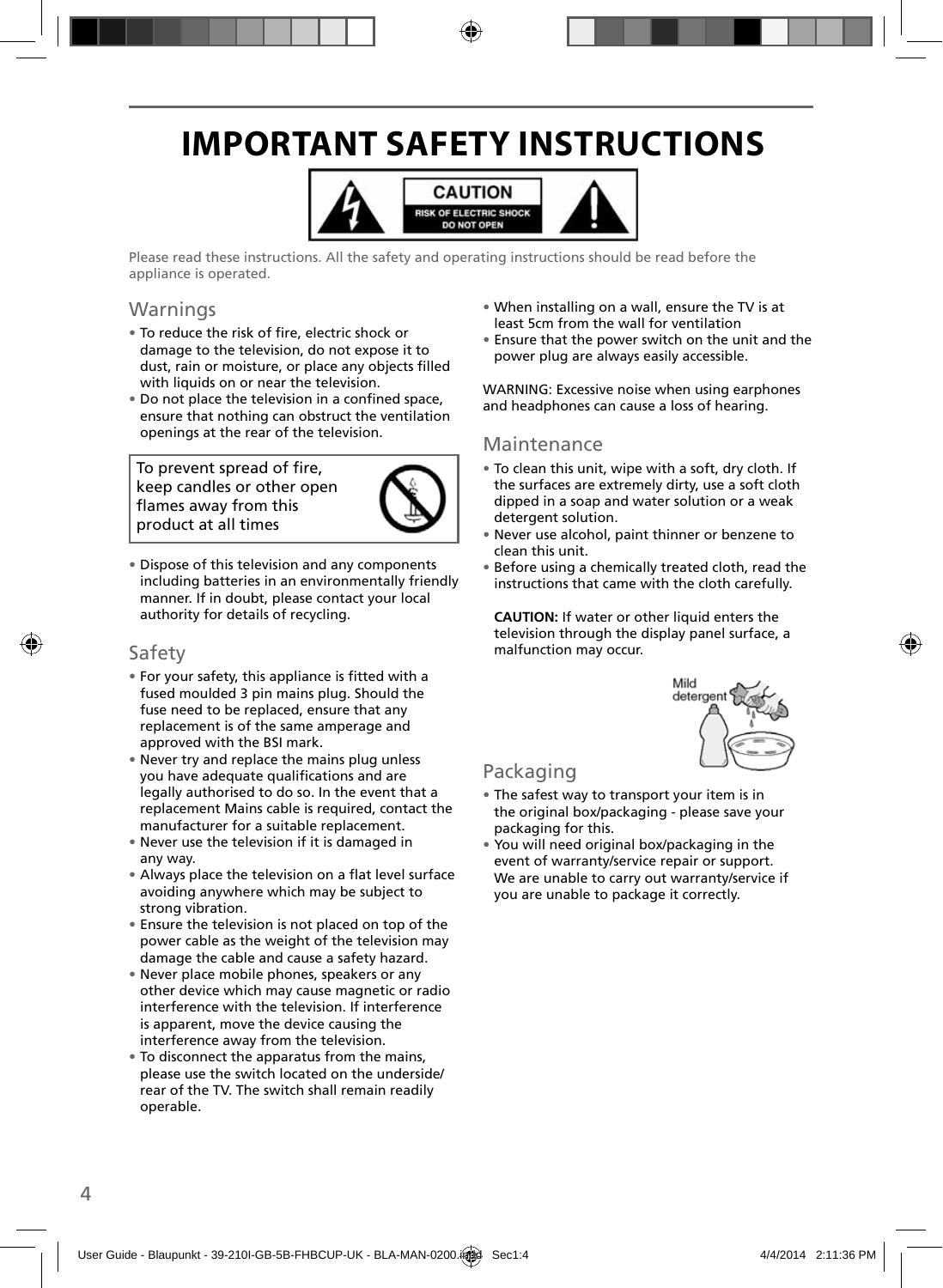# IMPORTANT SAFETY INSTRUCTIONS

CAUTION
RISK OF ELECTRIC SHOCK
DO NOT OPEN

Please read these instructions. All the safety and operating instructions should be read before the appliance is operated.

## Warnings

- To reduce the risk of fire, electric shock or damage to the television, do not expose it to dust, rain or moisture, or place any objects filled with liquids on or near the television.
- Do not place the television in a confined space, ensure that nothing can obstruct the ventilation openings at the rear of the television.

To prevent spread of fire, keep candles or other open flames away from this product at all times

- Dispose of this television and any components including batteries in an environmentally friendly manner. If in doubt, please contact your local authority for details of recycling.

## Safety

- For your safety, this appliance is fitted with a fused moulded 3 pin mains plug. Should the fuse need to be replaced, ensure that any replacement is of the same amperage and approved with the BSI mark.
- Never try and replace the mains plug unless you have adequate qualifications and are legally authorised to do so. In the event that a replacement Mains cable is required, contact the manufacturer for a suitable replacement.
- Never use the television if it is damaged in any way.
- Always place the television on a flat level surface avoiding anywhere which may be subject to strong vibration.
- Ensure the television is not placed on top of the power cable as the weight of the television may damage the cable and cause a safety hazard.
- Never place mobile phones, speakers or any other device which may cause magnetic or radio interference with the television. If interference is apparent, move the device causing the interference away from the television.
- To disconnect the apparatus from the mains, please use the switch located on the underside/ rear of the TV. The switch shall remain readily operable.
- When installing on a wall, ensure the TV is at least 5cm from the wall for ventilation
- Ensure that the power switch on the unit and the power plug are always easily accessible.

WARNING: Excessive noise when using earphones and headphones can cause a loss of hearing.

## Maintenance

- To clean this unit, wipe with a soft, dry cloth. If the surfaces are extremely dirty, use a soft cloth dipped in a soap and water solution or a weak detergent solution.
- Never use alcohol, paint thinner or benzene to clean this unit.
- Before using a chemically treated cloth, read the instructions that came with the cloth carefully.

**CAUTION:** If water or other liquid enters the television through the display panel surface, a malfunction may occur.

Mild detergent

## Packaging

- The safest way to transport your item is in the original box/packaging - please save your packaging for this.
- You will need original box/packaging in the event of warranty/service repair or support. We are unable to carry out warranty/service if you are unable to package it correctly.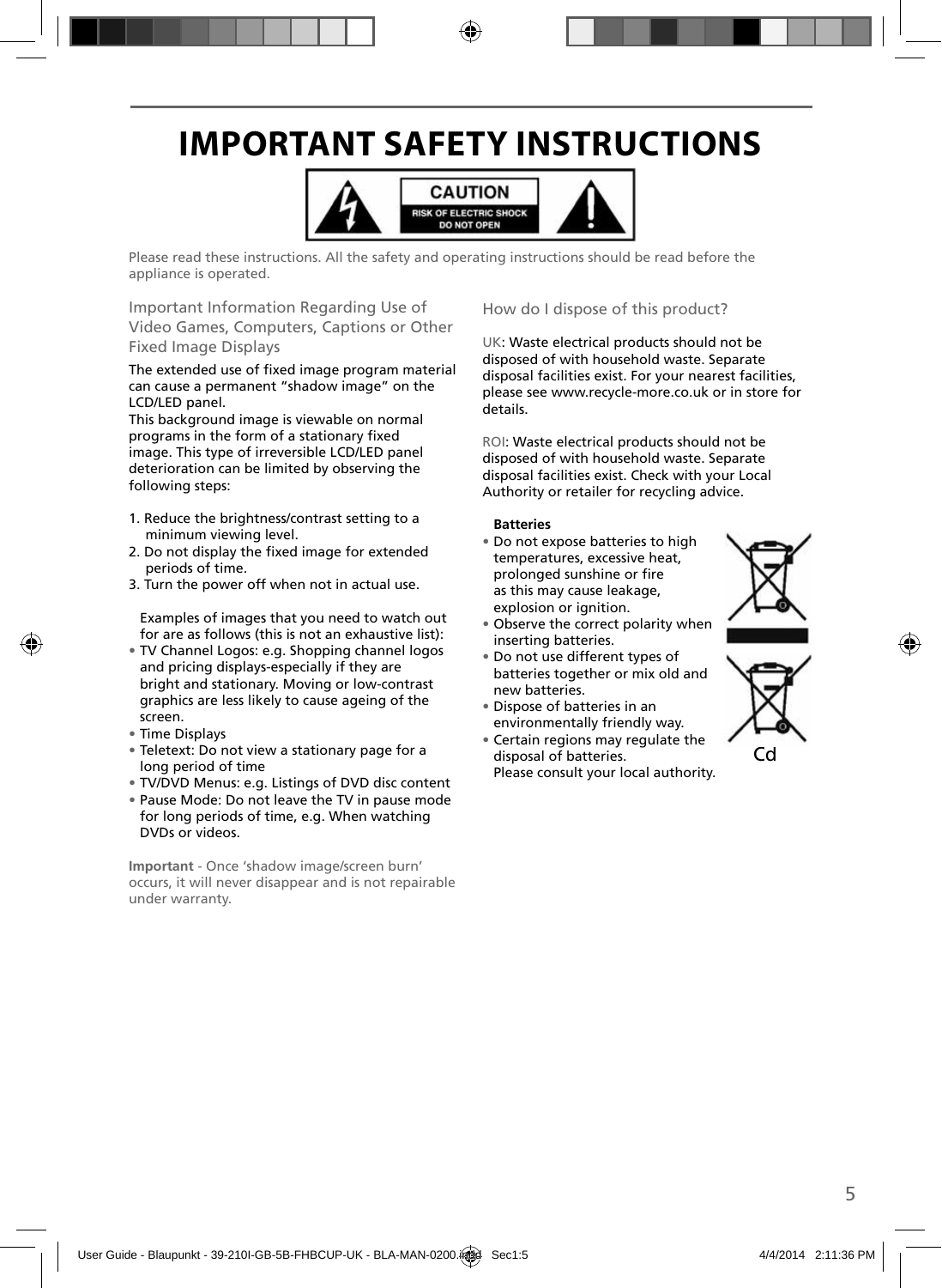# IMPORTANT SAFETY INSTRUCTIONS

CAUTION
RISK OF ELECTRIC SHOCK
DO NOT OPEN

Please read these instructions. All the safety and operating instructions should be read before the appliance is operated.

## Important Information Regarding Use of Video Games, Computers, Captions or Other Fixed Image Displays

The extended use of fixed image program material can cause a permanent "shadow image" on the LCD/LED panel.
This background image is viewable on normal programs in the form of a stationary fixed image. This type of irreversible LCD/LED panel deterioration can be limited by observing the following steps:

1. Reduce the brightness/contrast setting to a minimum viewing level.
2. Do not display the fixed image for extended periods of time.
3. Turn the power off when not in actual use.

Examples of images that you need to watch out for are as follows (this is not an exhaustive list):

- TV Channel Logos: e.g. Shopping channel logos and pricing displays-especially if they are bright and stationary. Moving or low-contrast graphics are less likely to cause ageing of the screen.
- Time Displays
- Teletext: Do not view a stationary page for a long period of time
- TV/DVD Menus: e.g. Listings of DVD disc content
- Pause Mode: Do not leave the TV in pause mode for long periods of time, e.g. When watching DVDs or videos.

**Important** - Once 'shadow image/screen burn' occurs, it will never disappear and is not repairable under warranty.

## How do I dispose of this product?

UK: Waste electrical products should not be disposed of with household waste. Separate disposal facilities exist. For your nearest facilities, please see www.recycle-more.co.uk or in store for details.

ROI: Waste electrical products should not be disposed of with household waste. Separate disposal facilities exist. Check with your Local Authority or retailer for recycling advice.

**Batteries**

- Do not expose batteries to high temperatures, excessive heat, prolonged sunshine or fire as this may cause leakage, explosion or ignition.
- Observe the correct polarity when inserting batteries.
- Do not use different types of batteries together or mix old and new batteries.
- Dispose of batteries in an environmentally friendly way.
- Certain regions may regulate the disposal of batteries. Please consult your local authority.

Cd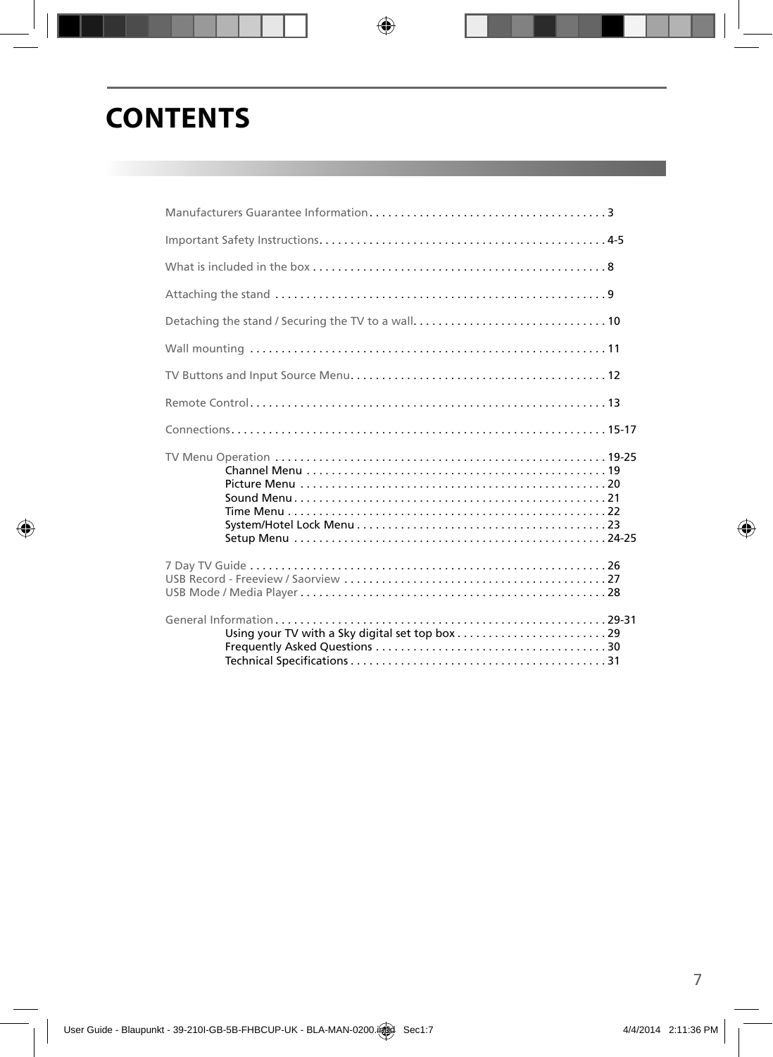# CONTENTS

Manufacturers Guarantee Information . . . . . . . . . . . . . . . . . . . . . . . . . . . . . . . . . . . . . . 3

Important Safety Instructions. . . . . . . . . . . . . . . . . . . . . . . . . . . . . . . . . . . . . . . . . . . . . . 4-5

What is included in the box . . . . . . . . . . . . . . . . . . . . . . . . . . . . . . . . . . . . . . . . . . . . . . . 8

Attaching the stand . . . . . . . . . . . . . . . . . . . . . . . . . . . . . . . . . . . . . . . . . . . . . . . . . . . . 9

Detaching the stand / Securing the TV to a wall. . . . . . . . . . . . . . . . . . . . . . . . . . . . . . . 10

Wall mounting . . . . . . . . . . . . . . . . . . . . . . . . . . . . . . . . . . . . . . . . . . . . . . . . . . . . . . . . . 11

TV Buttons and Input Source Menu. . . . . . . . . . . . . . . . . . . . . . . . . . . . . . . . . . . . . . . . . 12

Remote Control . . . . . . . . . . . . . . . . . . . . . . . . . . . . . . . . . . . . . . . . . . . . . . . . . . . . . . . . . 13

Connections . . . . . . . . . . . . . . . . . . . . . . . . . . . . . . . . . . . . . . . . . . . . . . . . . . . . . . . . . . . 15-17

TV Menu Operation . . . . . . . . . . . . . . . . . . . . . . . . . . . . . . . . . . . . . . . . . . . . . . . . . . . . 19-25
- Channel Menu . . . . . . . . . . . . . . . . . . . . . . . . . . . . . . . . . . . . . . . . . . . . . . . . 19
- Picture Menu . . . . . . . . . . . . . . . . . . . . . . . . . . . . . . . . . . . . . . . . . . . . . . . . . 20
- Sound Menu . . . . . . . . . . . . . . . . . . . . . . . . . . . . . . . . . . . . . . . . . . . . . . . . . . 21
- Time Menu . . . . . . . . . . . . . . . . . . . . . . . . . . . . . . . . . . . . . . . . . . . . . . . . . . . 22
- System/Hotel Lock Menu . . . . . . . . . . . . . . . . . . . . . . . . . . . . . . . . . . . . . . . . 23
- Setup Menu . . . . . . . . . . . . . . . . . . . . . . . . . . . . . . . . . . . . . . . . . . . . . . . . . . 24-25

7 Day TV Guide . . . . . . . . . . . . . . . . . . . . . . . . . . . . . . . . . . . . . . . . . . . . . . . . . . . . . . . . . 26
USB Record - Freeview / Saorview . . . . . . . . . . . . . . . . . . . . . . . . . . . . . . . . . . . . . . . . . . 27
USB Mode / Media Player . . . . . . . . . . . . . . . . . . . . . . . . . . . . . . . . . . . . . . . . . . . . . . . . . 28

General Information . . . . . . . . . . . . . . . . . . . . . . . . . . . . . . . . . . . . . . . . . . . . . . . . . . . . 29-31
- Using your TV with a Sky digital set top box . . . . . . . . . . . . . . . . . . . . . . . . 29
- Frequently Asked Questions . . . . . . . . . . . . . . . . . . . . . . . . . . . . . . . . . . . . . 30
- Technical Specifications . . . . . . . . . . . . . . . . . . . . . . . . . . . . . . . . . . . . . . . . . 31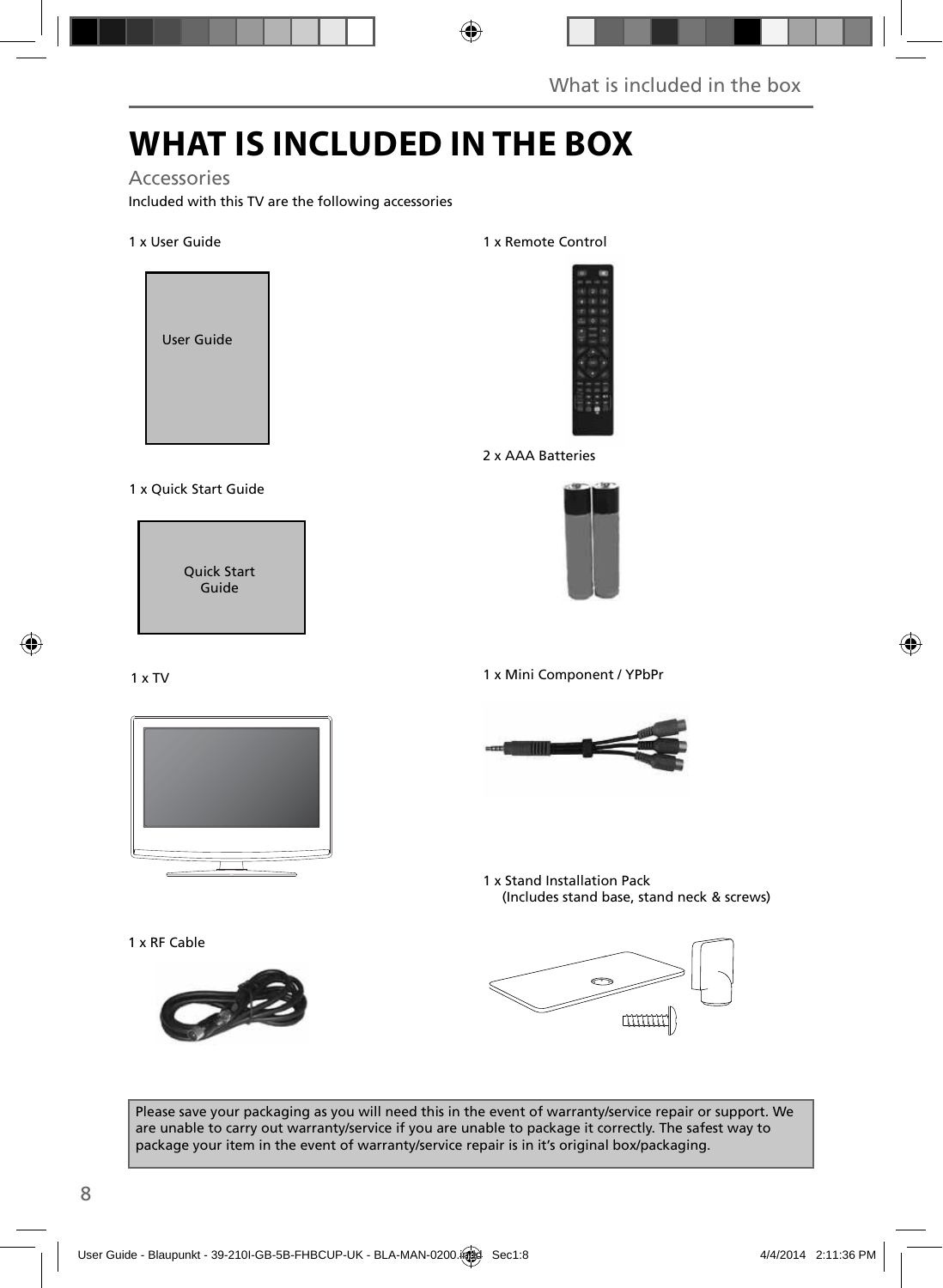# WHAT IS INCLUDED IN THE BOX

## Accessories

Included with this TV are the following accessories

1 x User Guide

User Guide

1 x Remote Control

2 x AAA Batteries

1 x Quick Start Guide

Quick Start Guide

1 x TV

1 x Mini Component / YPbPr

1 x Stand Installation Pack
(Includes stand base, stand neck & screws)

1 x RF Cable

Please save your packaging as you will need this in the event of warranty/service repair or support. We are unable to carry out warranty/service if you are unable to package it correctly. The safest way to package your item in the event of warranty/service repair is in it's original box/packaging.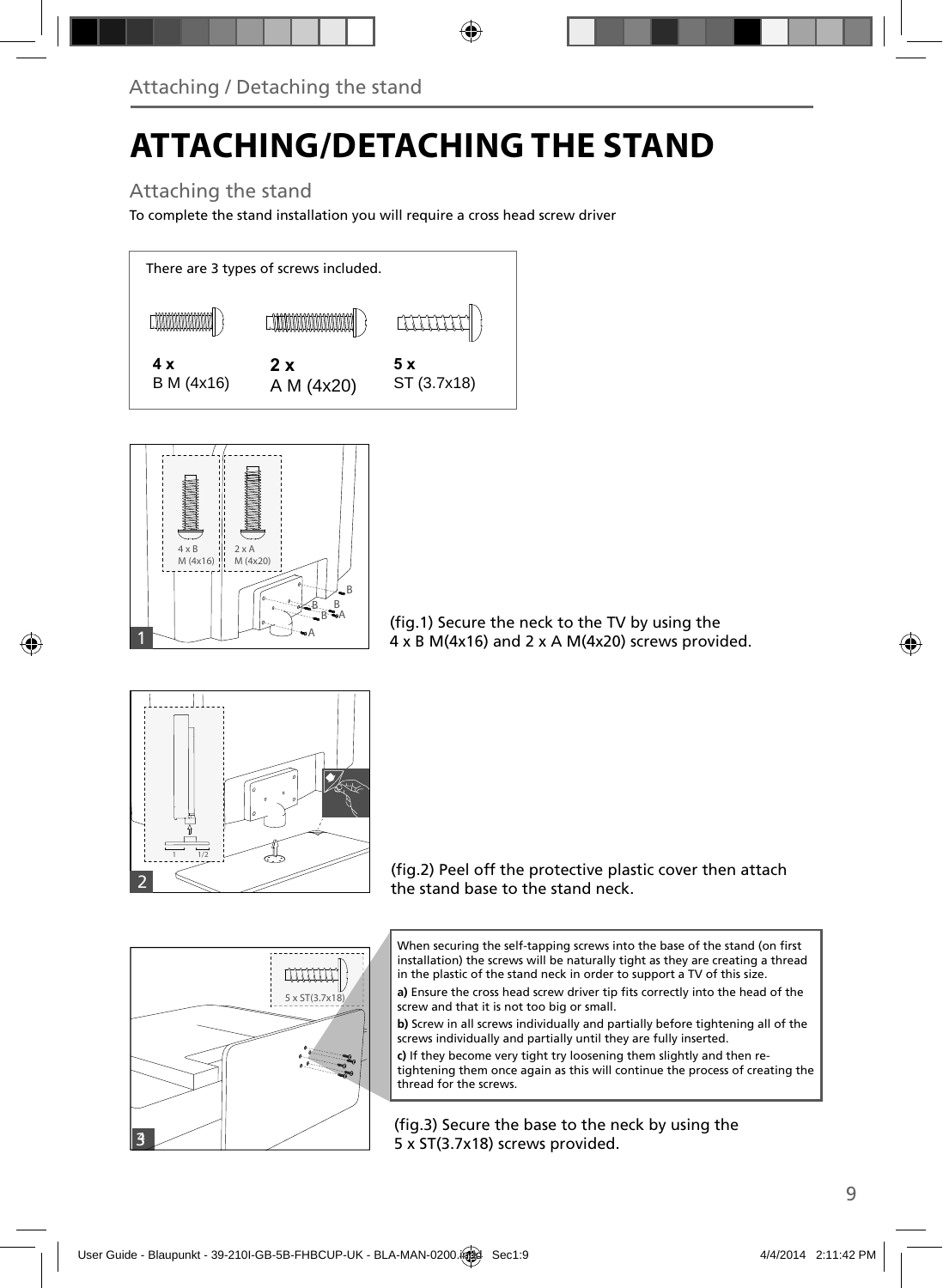# ATTACHING/DETACHING THE STAND

## Attaching the stand

To complete the stand installation you will require a cross head screw driver

There are 3 types of screws included.

| **4 x** | **2 x** | **5 x** |
|---|---|---|
| B M (4x16) | A M (4x20) | ST (3.7x18) |

(fig.1) Secure the neck to the TV by using the 4 x B M(4x16) and 2 x A M(4x20) screws provided.

(fig.2) Peel off the protective plastic cover then attach the stand base to the stand neck.

When securing the self-tapping screws into the base of the stand (on first installation) the screws will be naturally tight as they are creating a thread in the plastic of the stand neck in order to support a TV of this size.

**a)** Ensure the cross head screw driver tip fits correctly into the head of the screw and that it is not too big or small.

**b)** Screw in all screws individually and partially before tightening all of the screws individually and partially until they are fully inserted.

**c)** If they become very tight try loosening them slightly and then re-tightening them once again as this will continue the process of creating the thread for the screws.

(fig.3) Secure the base to the neck by using the 5 x ST(3.7x18) screws provided.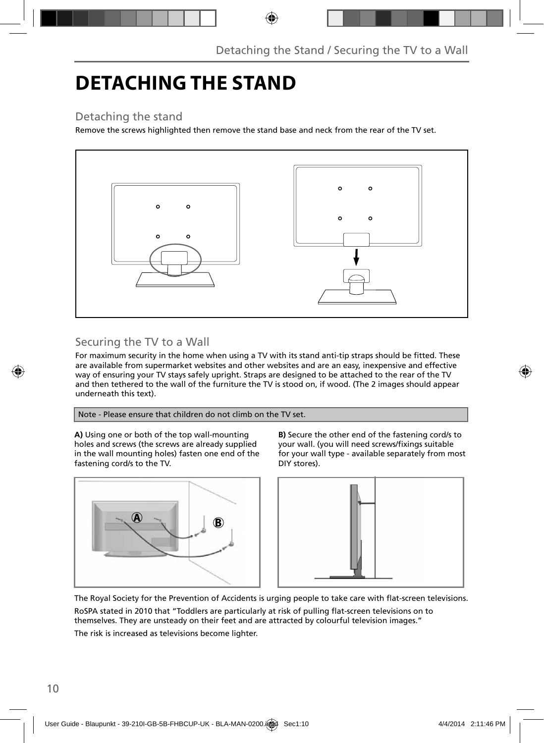# DETACHING THE STAND

## Detaching the stand

Remove the screws highlighted then remove the stand base and neck from the rear of the TV set.

## Securing the TV to a Wall

For maximum security in the home when using a TV with its stand anti-tip straps should be fitted. These are available from supermarket websites and other websites and are an easy, inexpensive and effective way of ensuring your TV stays safely upright. Straps are designed to be attached to the rear of the TV and then tethered to the wall of the furniture the TV is stood on, if wood. (The 2 images should appear underneath this text).

Note - Please ensure that children do not climb on the TV set.

**A)** Using one or both of the top wall-mounting holes and screws (the screws are already supplied in the wall mounting holes) fasten one end of the fastening cord/s to the TV.

**B)** Secure the other end of the fastening cord/s to your wall. (you will need screws/fixings suitable for your wall type - available separately from most DIY stores).

The Royal Society for the Prevention of Accidents is urging people to take care with flat-screen televisions.

RoSPA stated in 2010 that “Toddlers are particularly at risk of pulling flat-screen televisions on to themselves. They are unsteady on their feet and are attracted by colourful television images.”

The risk is increased as televisions become lighter.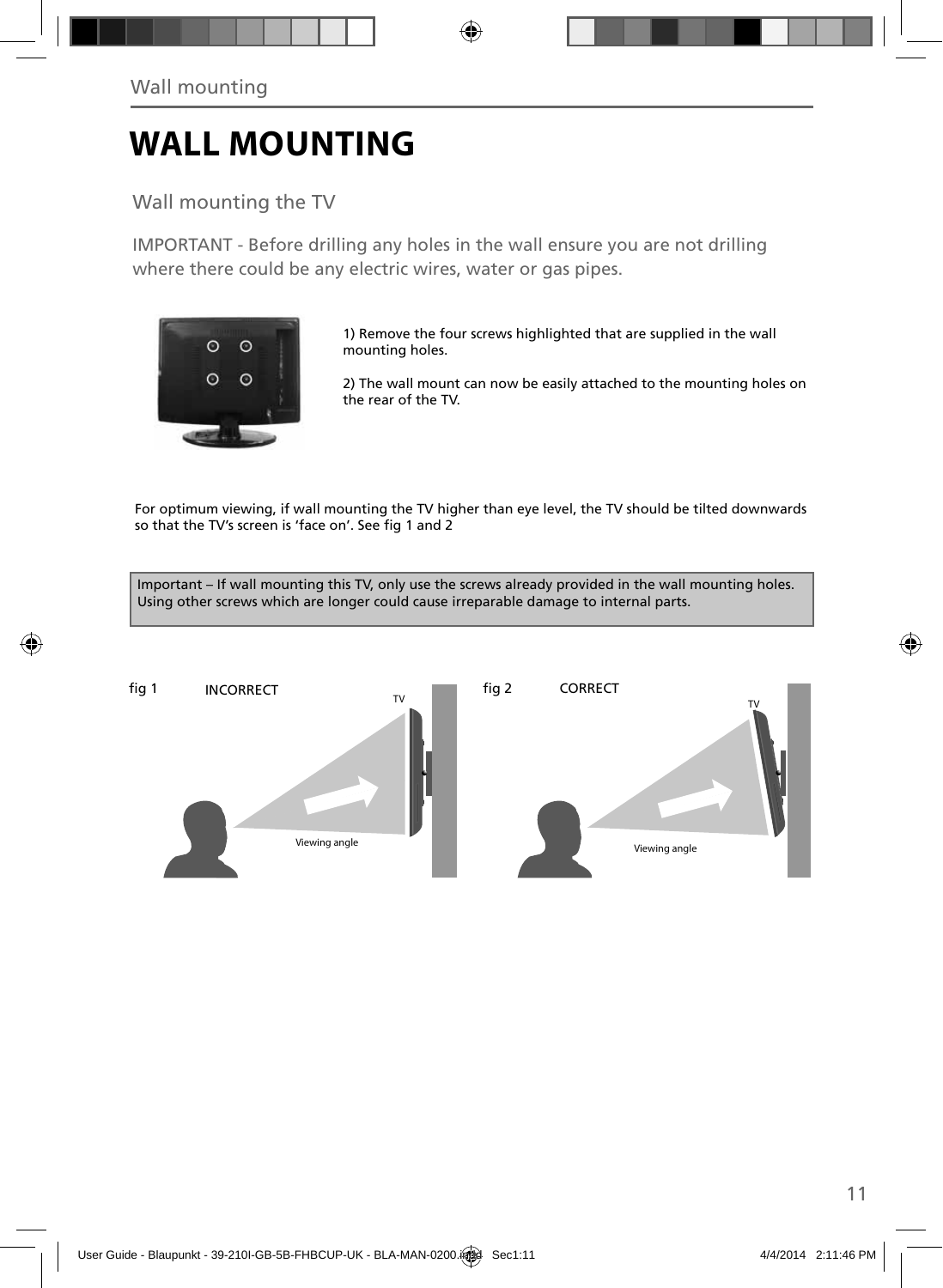# WALL MOUNTING

## Wall mounting the TV

IMPORTANT - Before drilling any holes in the wall ensure you are not drilling where there could be any electric wires, water or gas pipes.

1) Remove the four screws highlighted that are supplied in the wall mounting holes.

2) The wall mount can now be easily attached to the mounting holes on the rear of the TV.

For optimum viewing, if wall mounting the TV higher than eye level, the TV should be tilted downwards so that the TV's screen is 'face on'. See fig 1 and 2

Important – If wall mounting this TV, only use the screws already provided in the wall mounting holes. Using other screws which are longer could cause irreparable damage to internal parts.

fig 1 INCORRECT

fig 2 CORRECT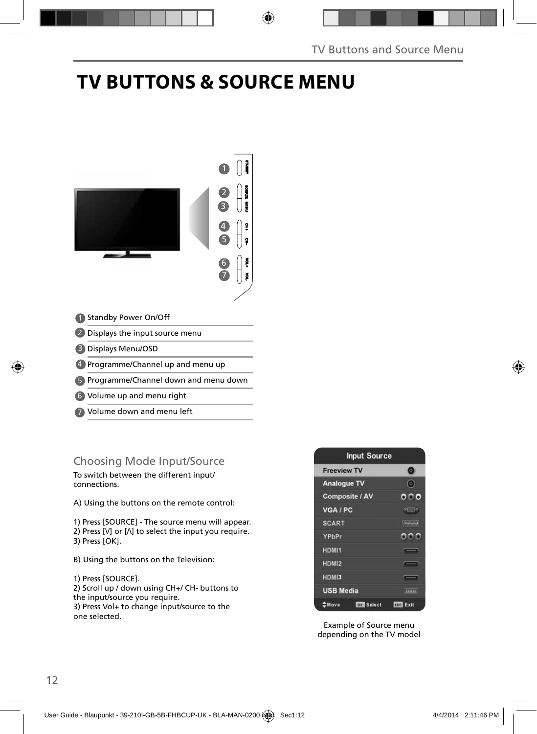# TV BUTTONS & SOURCE MENU

1. Standby Power On/Off
2. Displays the input source menu
3. Displays Menu/OSD
4. Programme/Channel up and menu up
5. Programme/Channel down and menu down
6. Volume up and menu right
7. Volume down and menu left

## Choosing Mode Input/Source

To switch between the different input/ connections.

A) Using the buttons on the remote control:

1) Press [SOURCE] - The source menu will appear.
2) Press [V] or [Λ] to select the input you require.
3) Press [OK].

B) Using the buttons on the Television:

1) Press [SOURCE].
2) Scroll up / down using CH+/ CH- buttons to the input/source you require.
3) Press Vol+ to change input/source to the one selected.

Example of Source menu depending on the TV model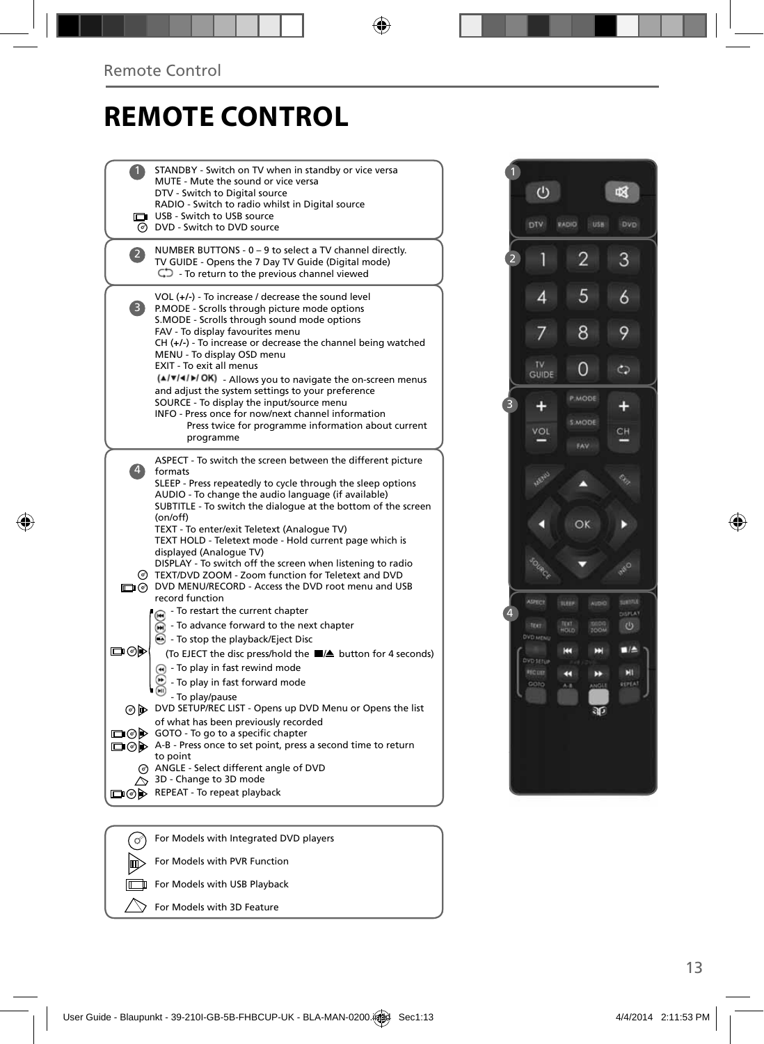# REMOTE CONTROL

**1**

STANDBY - Switch on TV when in standby or vice versa
MUTE - Mute the sound or vice versa
DTV - Switch to Digital source
RADIO - Switch to radio whilst in Digital source
USB - Switch to USB source
DVD - Switch to DVD source

**2**

NUMBER BUTTONS - 0 – 9 to select a TV channel directly.
TV GUIDE - Opens the 7 Day TV Guide (Digital mode)
- To return to the previous channel viewed

**3**

VOL (+/-) - To increase / decrease the sound level
P.MODE - Scrolls through picture mode options
S.MODE - Scrolls through sound mode options
FAV - To display favourites menu
CH (+/-) - To increase or decrease the channel being watched
MENU - To display OSD menu
EXIT - To exit all menus
(▲/▼/◄/►/ OK) - Allows you to navigate the on-screen menus and adjust the system settings to your preference
SOURCE - To display the input/source menu
INFO - Press once for now/next channel information
Press twice for programme information about current programme

**4**

ASPECT - To switch the screen between the different picture formats
SLEEP - Press repeatedly to cycle through the sleep options
AUDIO - To change the audio language (if available)
SUBTITLE - To switch the dialogue at the bottom of the screen (on/off)
TEXT - To enter/exit Teletext (Analogue TV)
TEXT HOLD - Teletext mode - Hold current page which is displayed (Analogue TV)
DISPLAY - To switch off the screen when listening to radio
TEXT/DVD ZOOM - Zoom function for Teletext and DVD
DVD MENU/RECORD - Access the DVD root menu and USB record function
- To restart the current chapter
- To advance forward to the next chapter
- To stop the playback/Eject Disc
(To EJECT the disc press/hold the ■/▲ button for 4 seconds)
- To play in fast rewind mode
- To play in fast forward mode
- To play/pause
DVD SETUP/REC LIST - Opens up DVD Menu or Opens the list of what has been previously recorded
GOTO - To go to a specific chapter
A-B - Press once to set point, press a second time to return to point
ANGLE - Select different angle of DVD
3D - Change to 3D mode
REPEAT - To repeat playback

For Models with Integrated DVD players
For Models with PVR Function
For Models with USB Playback
For Models with 3D Feature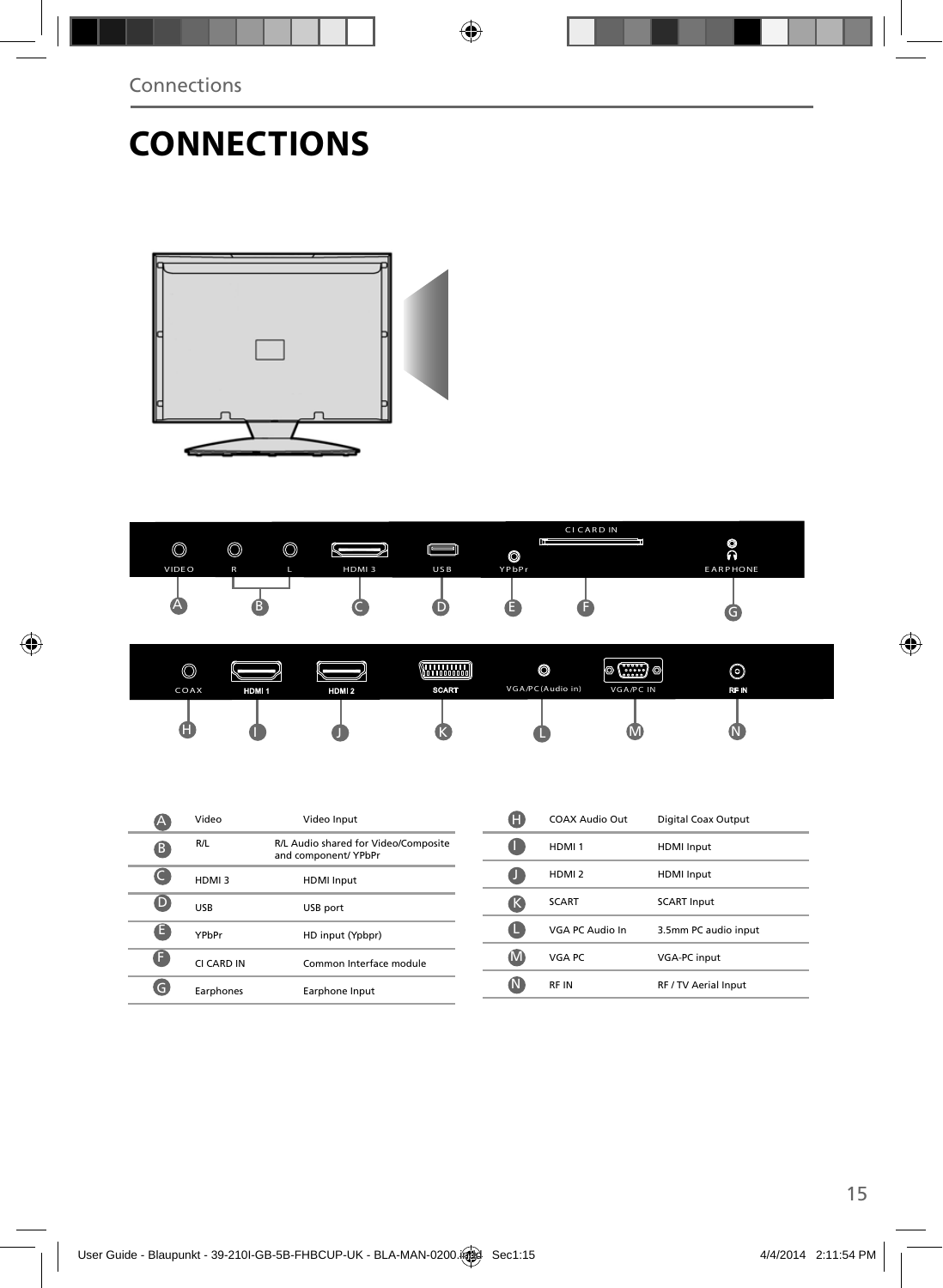# CONNECTIONS

| | | |
|---|---|---|
| A | Video | Video Input |
| B | R/L | R/L Audio shared for Video/Composite and component/ YPbPr |
| C | HDMI 3 | HDMI Input |
| D | USB | USB port |
| E | YPbPr | HD input (Ypbpr) |
| F | CI CARD IN | Common Interface module |
| G | Earphones | Earphone Input |

| | | |
|---|---|---|
| H | COAX Audio Out | Digital Coax Output |
| I | HDMI 1 | HDMI Input |
| J | HDMI 2 | HDMI Input |
| K | SCART | SCART Input |
| L | VGA PC Audio In | 3.5mm PC audio input |
| M | VGA PC | VGA-PC input |
| N | RF IN | RF / TV Aerial Input |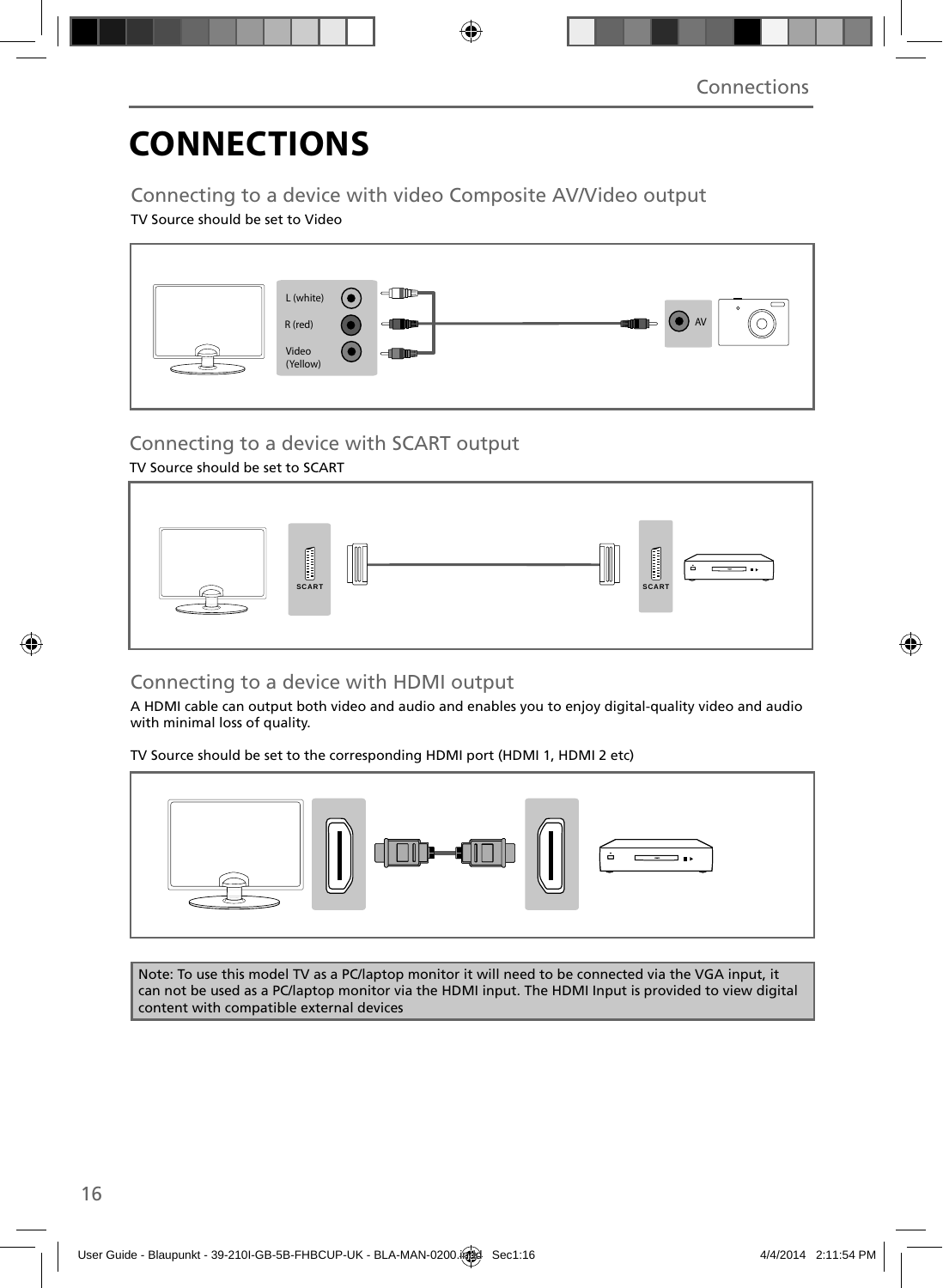# CONNECTIONS

## Connecting to a device with video Composite AV/Video output

TV Source should be set to Video

L (white)
R (red)
Video (Yellow)
AV

## Connecting to a device with SCART output

TV Source should be set to SCART

SCART
SCART

## Connecting to a device with HDMI output

A HDMI cable can output both video and audio and enables you to enjoy digital-quality video and audio with minimal loss of quality.

TV Source should be set to the corresponding HDMI port (HDMI 1, HDMI 2 etc)

Note: To use this model TV as a PC/laptop monitor it will need to be connected via the VGA input, it can not be used as a PC/laptop monitor via the HDMI input. The HDMI Input is provided to view digital content with compatible external devices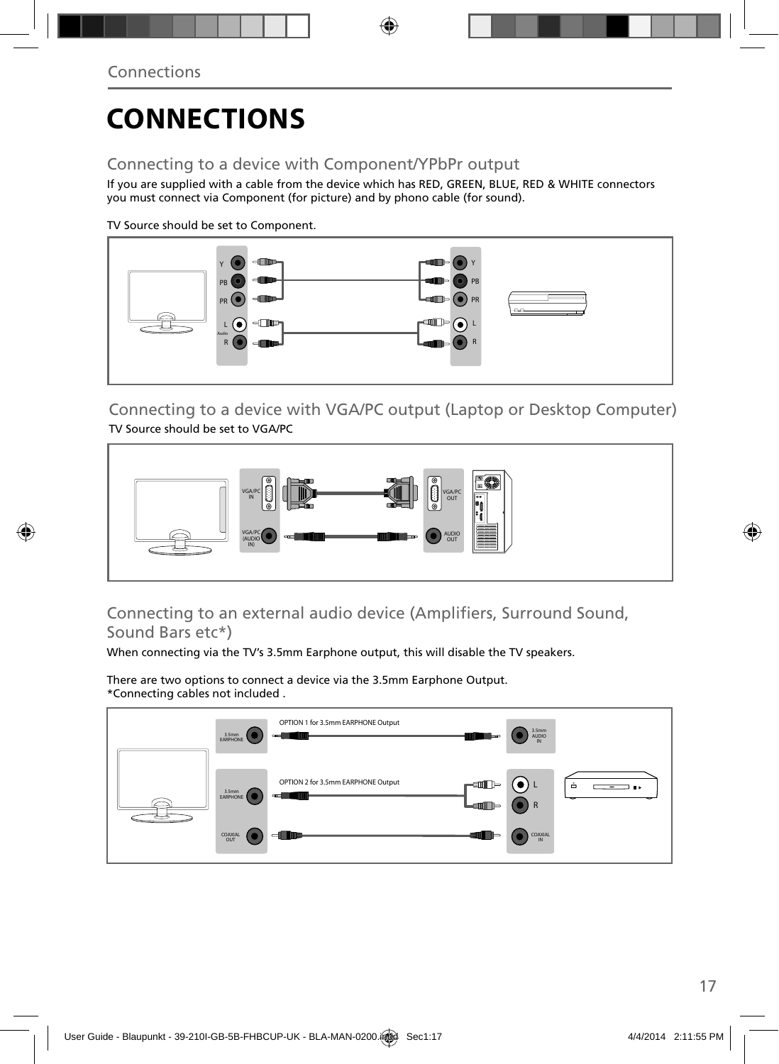# CONNECTIONS

## Connecting to a device with Component/YPbPr output

If you are supplied with a cable from the device which has RED, GREEN, BLUE, RED & WHITE connectors you must connect via Component (for picture) and by phono cable (for sound).

TV Source should be set to Component.

## Connecting to a device with VGA/PC output (Laptop or Desktop Computer)

TV Source should be set to VGA/PC

## Connecting to an external audio device (Amplifiers, Surround Sound, Sound Bars etc*)

When connecting via the TV's 3.5mm Earphone output, this will disable the TV speakers.

There are two options to connect a device via the 3.5mm Earphone Output.
*Connecting cables not included .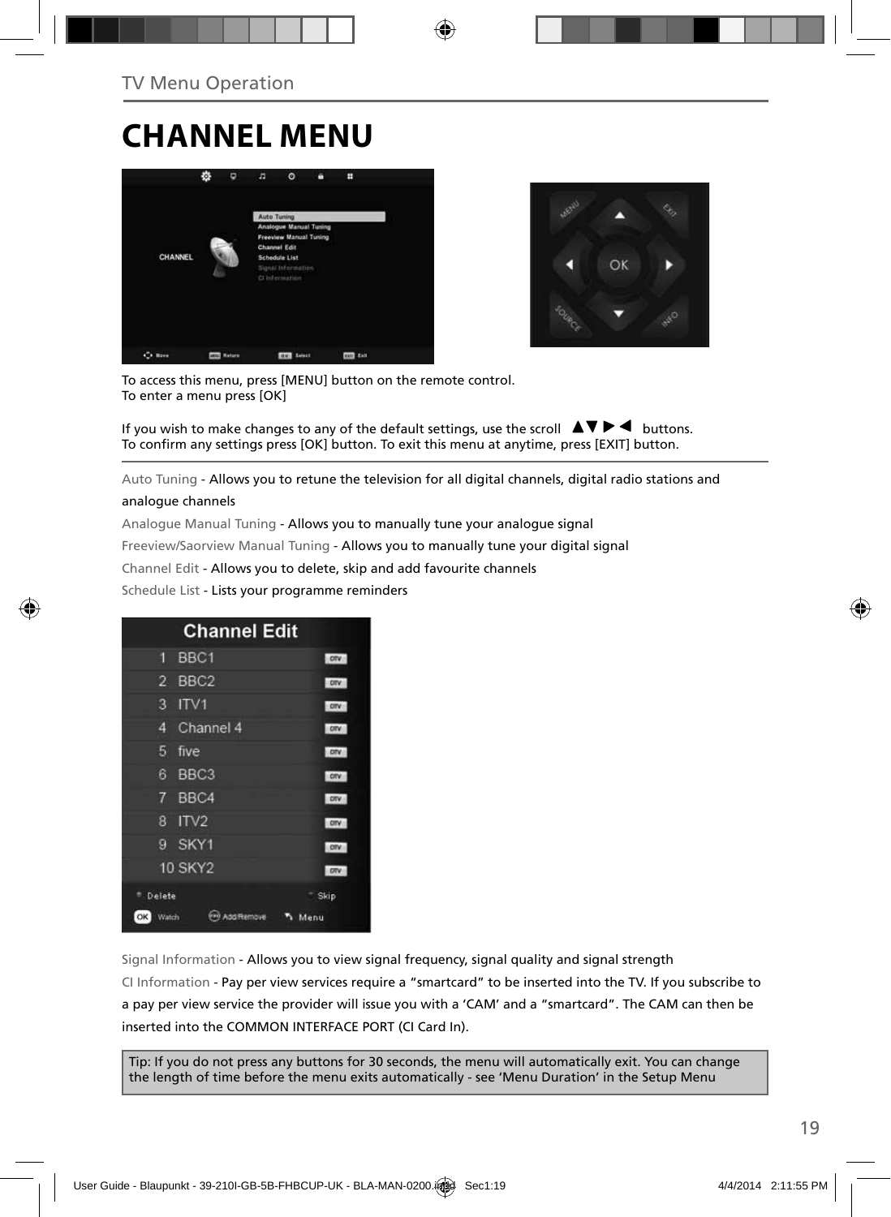# CHANNEL MENU

To access this menu, press [MENU] button on the remote control.
To enter a menu press [OK]

If you wish to make changes to any of the default settings, use the scroll ▲▼ ▶ ◀ buttons.
To confirm any settings press [OK] button. To exit this menu at anytime, press [EXIT] button.

Auto Tuning - Allows you to retune the television for all digital channels, digital radio stations and analogue channels

Analogue Manual Tuning - Allows you to manually tune your analogue signal

Freeview/Saorview Manual Tuning - Allows you to manually tune your digital signal

Channel Edit - Allows you to delete, skip and add favourite channels

Schedule List - Lists your programme reminders

Signal Information - Allows you to view signal frequency, signal quality and signal strength

CI Information - Pay per view services require a "smartcard" to be inserted into the TV. If you subscribe to a pay per view service the provider will issue you with a 'CAM' and a "smartcard". The CAM can then be inserted into the COMMON INTERFACE PORT (CI Card In).

Tip: If you do not press any buttons for 30 seconds, the menu will automatically exit. You can change the length of time before the menu exits automatically - see 'Menu Duration' in the Setup Menu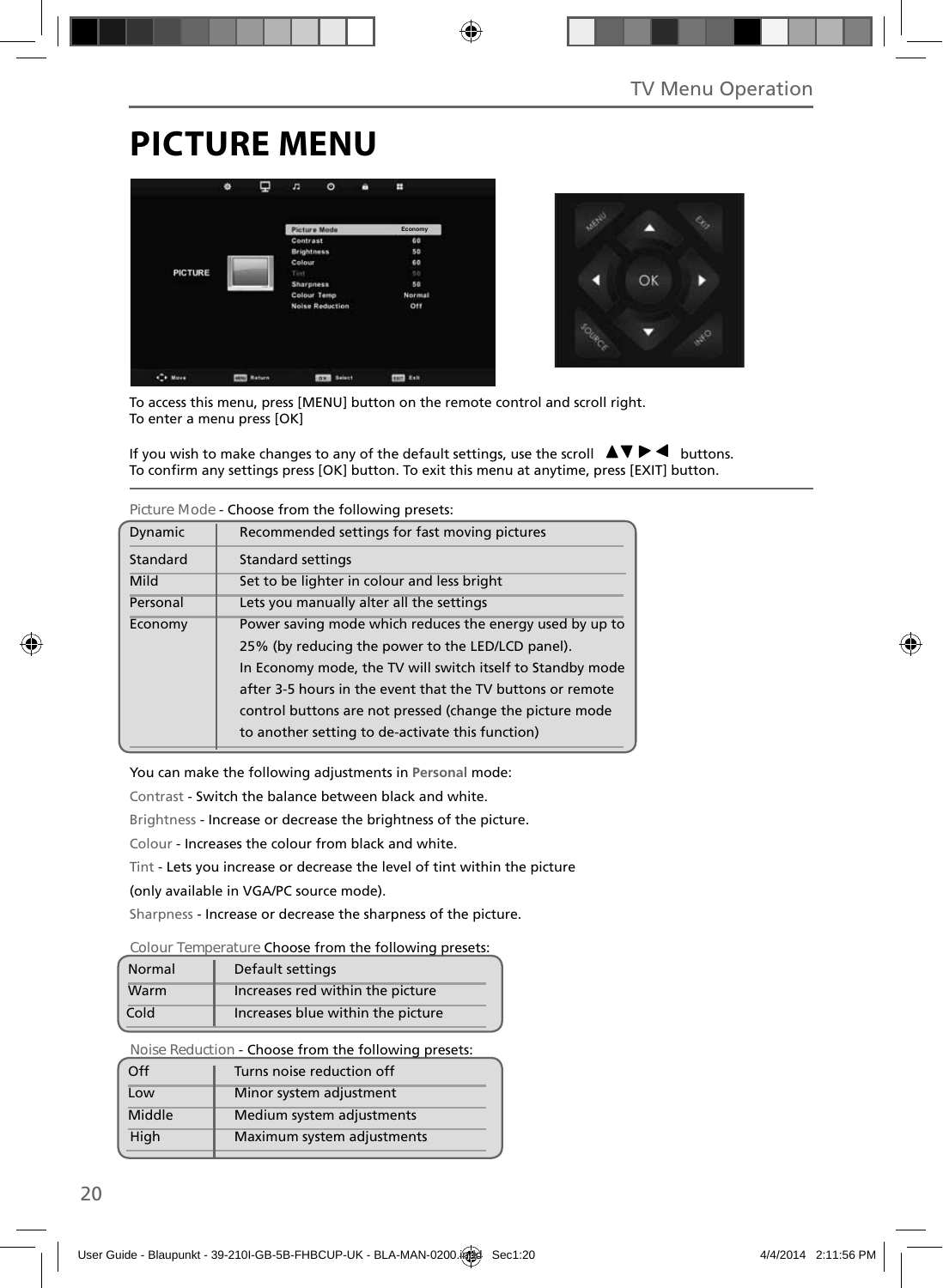# PICTURE MENU

To access this menu, press [MENU] button on the remote control and scroll right.
To enter a menu press [OK]

If you wish to make changes to any of the default settings, use the scroll ▲▼▶◀ buttons.
To confirm any settings press [OK] button. To exit this menu at anytime, press [EXIT] button.

Picture Mode - Choose from the following presets:

| | |
|---|---|
| Dynamic | Recommended settings for fast moving pictures |
| Standard | Standard settings |
| Mild | Set to be lighter in colour and less bright |
| Personal | Lets you manually alter all the settings |
| Economy | Power saving mode which reduces the energy used by up to 25% (by reducing the power to the LED/LCD panel). In Economy mode, the TV will switch itself to Standby mode after 3-5 hours in the event that the TV buttons or remote control buttons are not pressed (change the picture mode to another setting to de-activate this function) |

You can make the following adjustments in **Personal** mode:

Contrast - Switch the balance between black and white.

Brightness - Increase or decrease the brightness of the picture.

Colour - Increases the colour from black and white.

Tint - Lets you increase or decrease the level of tint within the picture (only available in VGA/PC source mode).

Sharpness - Increase or decrease the sharpness of the picture.

Colour Temperature Choose from the following presets:

| | |
|---|---|
| Normal | Default settings |
| Warm | Increases red within the picture |
| Cold | Increases blue within the picture |

Noise Reduction - Choose from the following presets:

| | |
|---|---|
| Off | Turns noise reduction off |
| Low | Minor system adjustment |
| Middle | Medium system adjustments |
| High | Maximum system adjustments |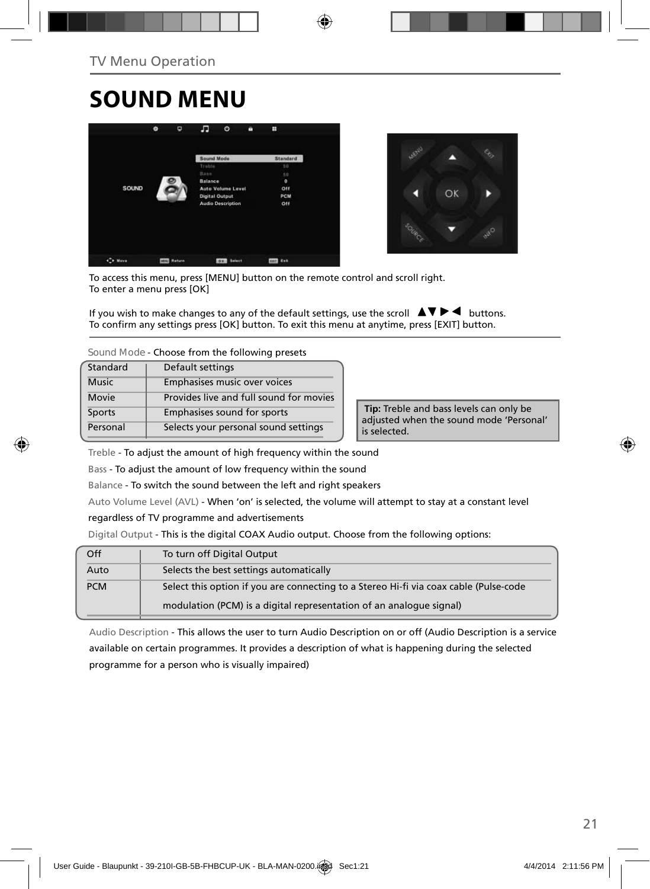TV Menu Operation

# SOUND MENU

To access this menu, press [MENU] button on the remote control and scroll right.
To enter a menu press [OK]

If you wish to make changes to any of the default settings, use the scroll ▲▼▶◀ buttons.
To confirm any settings press [OK] button. To exit this menu at anytime, press [EXIT] button.

Sound Mode - Choose from the following presets

| Standard | Default settings |
|---|---|
| Music | Emphasises music over voices |
| Movie | Provides live and full sound for movies |
| Sports | Emphasises sound for sports |
| Personal | Selects your personal sound settings |

**Tip:** Treble and bass levels can only be adjusted when the sound mode 'Personal' is selected.

Treble - To adjust the amount of high frequency within the sound

Bass - To adjust the amount of low frequency within the sound

Balance - To switch the sound between the left and right speakers

Auto Volume Level (AVL) - When 'on' is selected, the volume will attempt to stay at a constant level regardless of TV programme and advertisements

Digital Output - This is the digital COAX Audio output. Choose from the following options:

| Off | To turn off Digital Output |
|---|---|
| Auto | Selects the best settings automatically |
| PCM | Select this option if you are connecting to a Stereo Hi-fi via coax cable (Pulse-code modulation (PCM) is a digital representation of an analogue signal) |

Audio Description - This allows the user to turn Audio Description on or off (Audio Description is a service available on certain programmes. It provides a description of what is happening during the selected programme for a person who is visually impaired)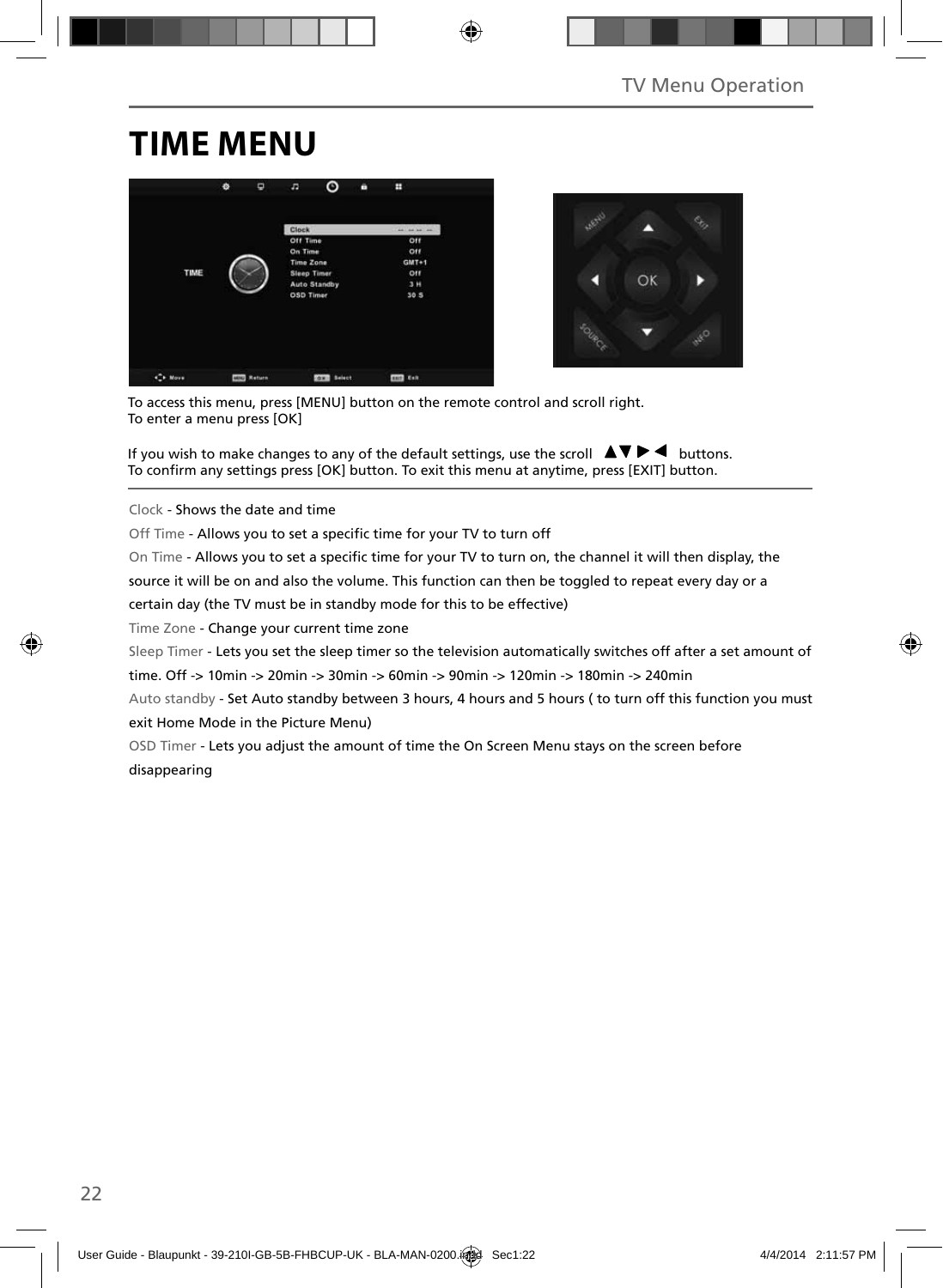# TIME MENU

To access this menu, press [MENU] button on the remote control and scroll right.
To enter a menu press [OK]

If you wish to make changes to any of the default settings, use the scroll ▲▼▶◀ buttons.
To confirm any settings press [OK] button. To exit this menu at anytime, press [EXIT] button.

Clock - Shows the date and time

Off Time - Allows you to set a specific time for your TV to turn off

On Time - Allows you to set a specific time for your TV to turn on, the channel it will then display, the source it will be on and also the volume. This function can then be toggled to repeat every day or a certain day (the TV must be in standby mode for this to be effective)

Time Zone - Change your current time zone

Sleep Timer - Lets you set the sleep timer so the television automatically switches off after a set amount of time. Off -> 10min -> 20min -> 30min -> 60min -> 90min -> 120min -> 180min -> 240min

Auto standby - Set Auto standby between 3 hours, 4 hours and 5 hours ( to turn off this function you must exit Home Mode in the Picture Menu)

OSD Timer - Lets you adjust the amount of time the On Screen Menu stays on the screen before disappearing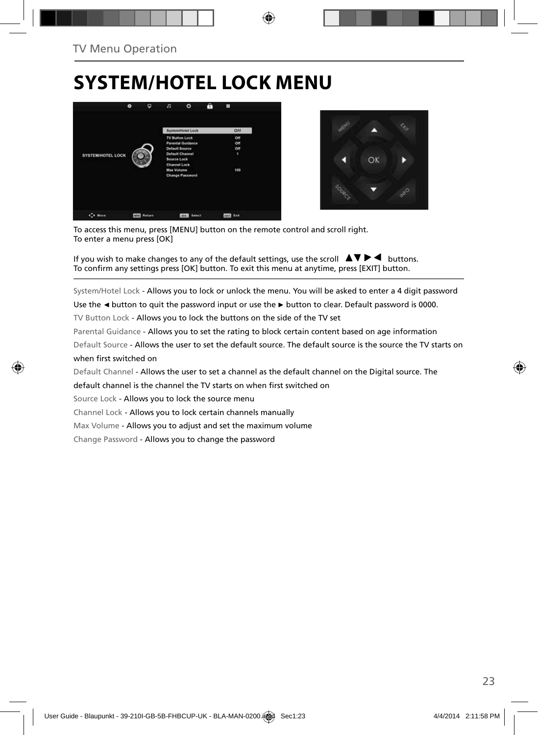# SYSTEM/HOTEL LOCK MENU

To access this menu, press [MENU] button on the remote control and scroll right.
To enter a menu press [OK]

If you wish to make changes to any of the default settings, use the scroll ▲▼ ► ◄ buttons.
To confirm any settings press [OK] button. To exit this menu at anytime, press [EXIT] button.

System/Hotel Lock - Allows you to lock or unlock the menu. You will be asked to enter a 4 digit password Use the ◄ button to quit the password input or use the ► button to clear. Default password is 0000.

TV Button Lock - Allows you to lock the buttons on the side of the TV set

Parental Guidance - Allows you to set the rating to block certain content based on age information

Default Source - Allows the user to set the default source. The default source is the source the TV starts on when first switched on

Default Channel - Allows the user to set a channel as the default channel on the Digital source. The default channel is the channel the TV starts on when first switched on

Source Lock - Allows you to lock the source menu

Channel Lock - Allows you to lock certain channels manually

Max Volume - Allows you to adjust and set the maximum volume

Change Password - Allows you to change the password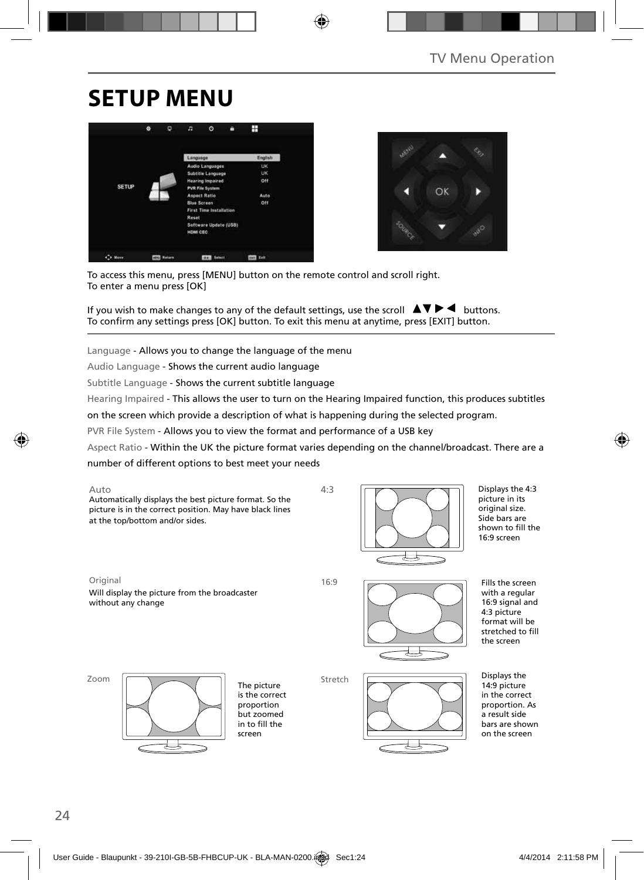# SETUP MENU

To access this menu, press [MENU] button on the remote control and scroll right.
To enter a menu press [OK]

If you wish to make changes to any of the default settings, use the scroll ▲▼▶◀ buttons.
To confirm any settings press [OK] button. To exit this menu at anytime, press [EXIT] button.

Language - Allows you to change the language of the menu

Audio Language - Shows the current audio language

Subtitle Language - Shows the current subtitle language

Hearing Impaired - This allows the user to turn on the Hearing Impaired function, this produces subtitles on the screen which provide a description of what is happening during the selected program.

PVR File System - Allows you to view the format and performance of a USB key

Aspect Ratio - Within the UK the picture format varies depending on the channel/broadcast. There are a number of different options to best meet your needs

**Auto**
Automatically displays the best picture format. So the picture is in the correct position. May have black lines at the top/bottom and/or sides.

**4:3**
Displays the 4:3 picture in its original size. Side bars are shown to fill the 16:9 screen

**Original**
Will display the picture from the broadcaster without any change

**16:9**
Fills the screen with a regular 16:9 signal and 4:3 picture format will be stretched to fill the screen

**Zoom**
The picture is the correct proportion but zoomed in to fill the screen

**Stretch**
Displays the 14:9 picture in the correct proportion. As a result side bars are shown on the screen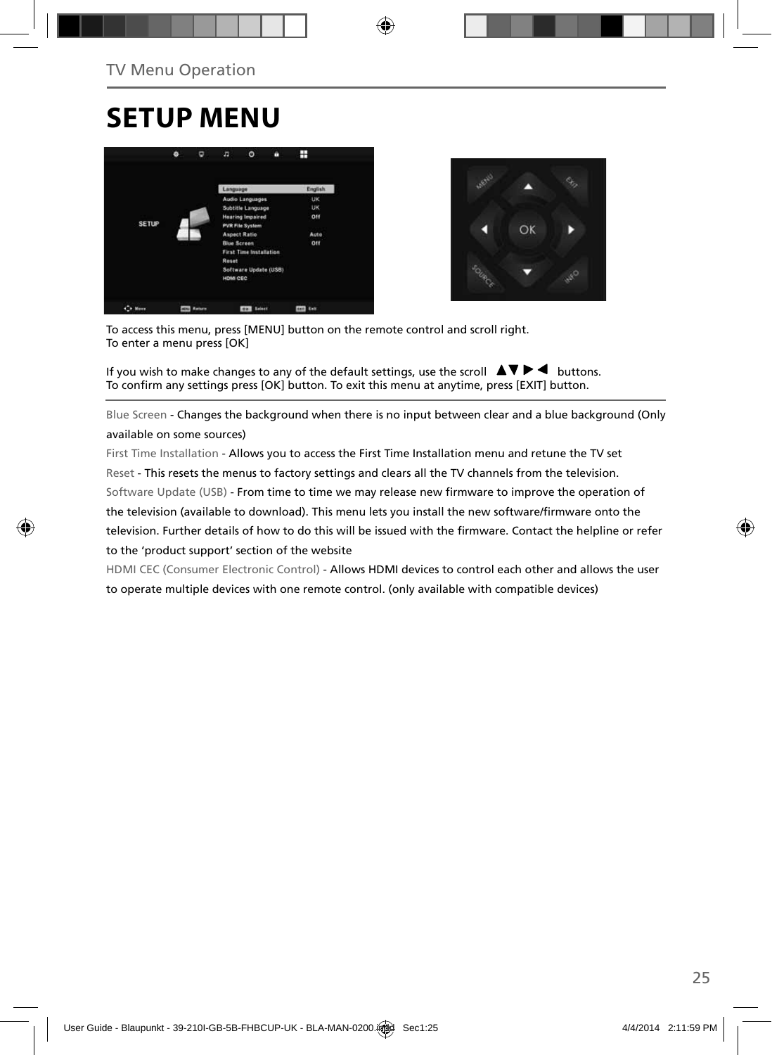TV Menu Operation

# SETUP MENU

To access this menu, press [MENU] button on the remote control and scroll right.
To enter a menu press [OK]

If you wish to make changes to any of the default settings, use the scroll ▲▼▶◀ buttons.
To confirm any settings press [OK] button. To exit this menu at anytime, press [EXIT] button.

---

Blue Screen - Changes the background when there is no input between clear and a blue background (Only available on some sources)

First Time Installation - Allows you to access the First Time Installation menu and retune the TV set

Reset - This resets the menus to factory settings and clears all the TV channels from the television.

Software Update (USB) - From time to time we may release new firmware to improve the operation of the television (available to download). This menu lets you install the new software/firmware onto the television. Further details of how to do this will be issued with the firmware. Contact the helpline or refer to the 'product support' section of the website

HDMI CEC (Consumer Electronic Control) - Allows HDMI devices to control each other and allows the user to operate multiple devices with one remote control. (only available with compatible devices)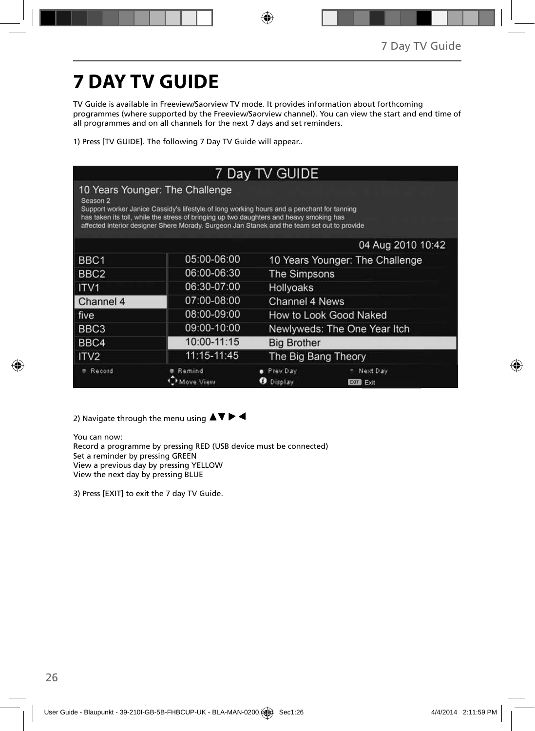# 7 DAY TV GUIDE

TV Guide is available in Freeview/Saorview TV mode. It provides information about forthcoming programmes (where supported by the Freeview/Saorview channel). You can view the start and end time of all programmes and on all channels for the next 7 days and set reminders.

1) Press [TV GUIDE]. The following 7 Day TV Guide will appear..

7 Day TV GUIDE

10 Years Younger: The Challenge

Season 2

Support worker Janice Cassidy's lifestyle of long working hours and a penchant for tanning has taken its toll, while the stress of bringing up two daughters and heavy smoking has affected interior designer Shere Morady. Surgeon Jan Stanek and the team set out to provide

04 Aug 2010 10:42

| Channel | Time | Programme |
|---|---|---|
| BBC1 | 05:00-06:00 | 10 Years Younger: The Challenge |
| BBC2 | 06:00-06:30 | The Simpsons |
| ITV1 | 06:30-07:00 | Hollyoaks |
| Channel 4 | 07:00-08:00 | Channel 4 News |
| five | 08:00-09:00 | How to Look Good Naked |
| BBC3 | 09:00-10:00 | Newlyweds: The One Year Itch |
| BBC4 | 10:00-11:15 | Big Brother |
| ITV2 | 11:15-11:45 | The Big Bang Theory |

Record · Remind · Prev Day · Next Day · Move View · Display · EXIT Exit

2) Navigate through the menu using ▲▼▶◀

You can now:
Record a programme by pressing RED (USB device must be connected)
Set a reminder by pressing GREEN
View a previous day by pressing YELLOW
View the next day by pressing BLUE

3) Press [EXIT] to exit the 7 day TV Guide.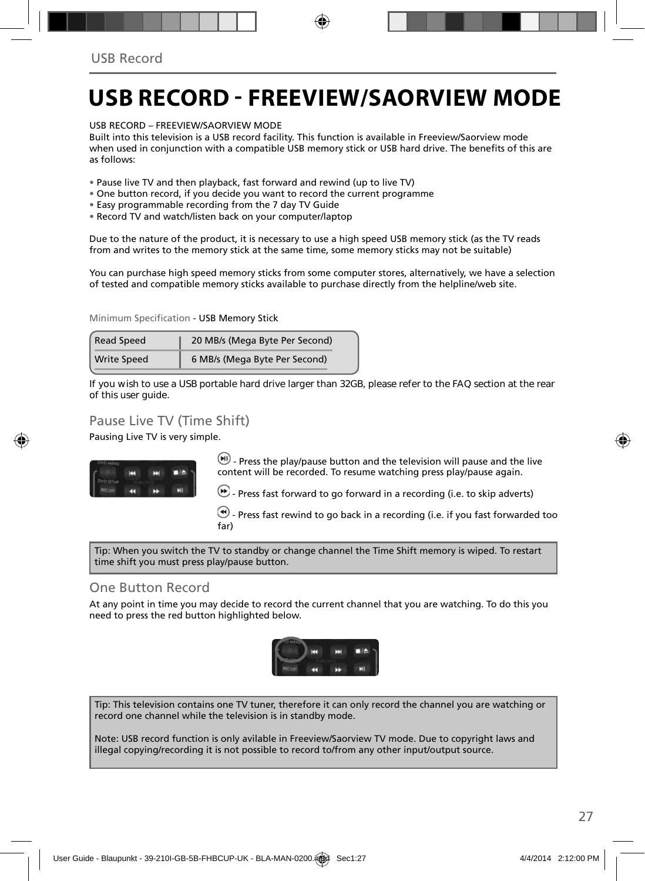# USB RECORD - FREEVIEW/SAORVIEW MODE

USB RECORD – FREEVIEW/SAORVIEW MODE
Built into this television is a USB record facility. This function is available in Freeview/Saorview mode when used in conjunction with a compatible USB memory stick or USB hard drive. The benefits of this are as follows:

- Pause live TV and then playback, fast forward and rewind (up to live TV)
- One button record, if you decide you want to record the current programme
- Easy programmable recording from the 7 day TV Guide
- Record TV and watch/listen back on your computer/laptop

Due to the nature of the product, it is necessary to use a high speed USB memory stick (as the TV reads from and writes to the memory stick at the same time, some memory sticks may not be suitable)

You can purchase high speed memory sticks from some computer stores, alternatively, we have a selection of tested and compatible memory sticks available to purchase directly from the helpline/web site.

Minimum Specification - USB Memory Stick

| | |
|---|---|
| Read Speed | 20 MB/s (Mega Byte Per Second) |
| Write Speed | 6 MB/s (Mega Byte Per Second) |

If you wish to use a USB portable hard drive larger than 32GB, please refer to the FAQ section at the rear of this user guide.

## Pause Live TV (Time Shift)

Pausing Live TV is very simple.

- Press the play/pause button and the television will pause and the live content will be recorded. To resume watching press play/pause again.

- Press fast forward to go forward in a recording (i.e. to skip adverts)

- Press fast rewind to go back in a recording (i.e. if you fast forwarded too far)

Tip: When you switch the TV to standby or change channel the Time Shift memory is wiped. To restart time shift you must press play/pause button.

## One Button Record

At any point in time you may decide to record the current channel that you are watching. To do this you need to press the red button highlighted below.

Tip: This television contains one TV tuner, therefore it can only record the channel you are watching or record one channel while the television is in standby mode.

Note: USB record function is only avilable in Freeview/Saorview TV mode. Due to copyright laws and illegal copying/recording it is not possible to record to/from any other input/output source.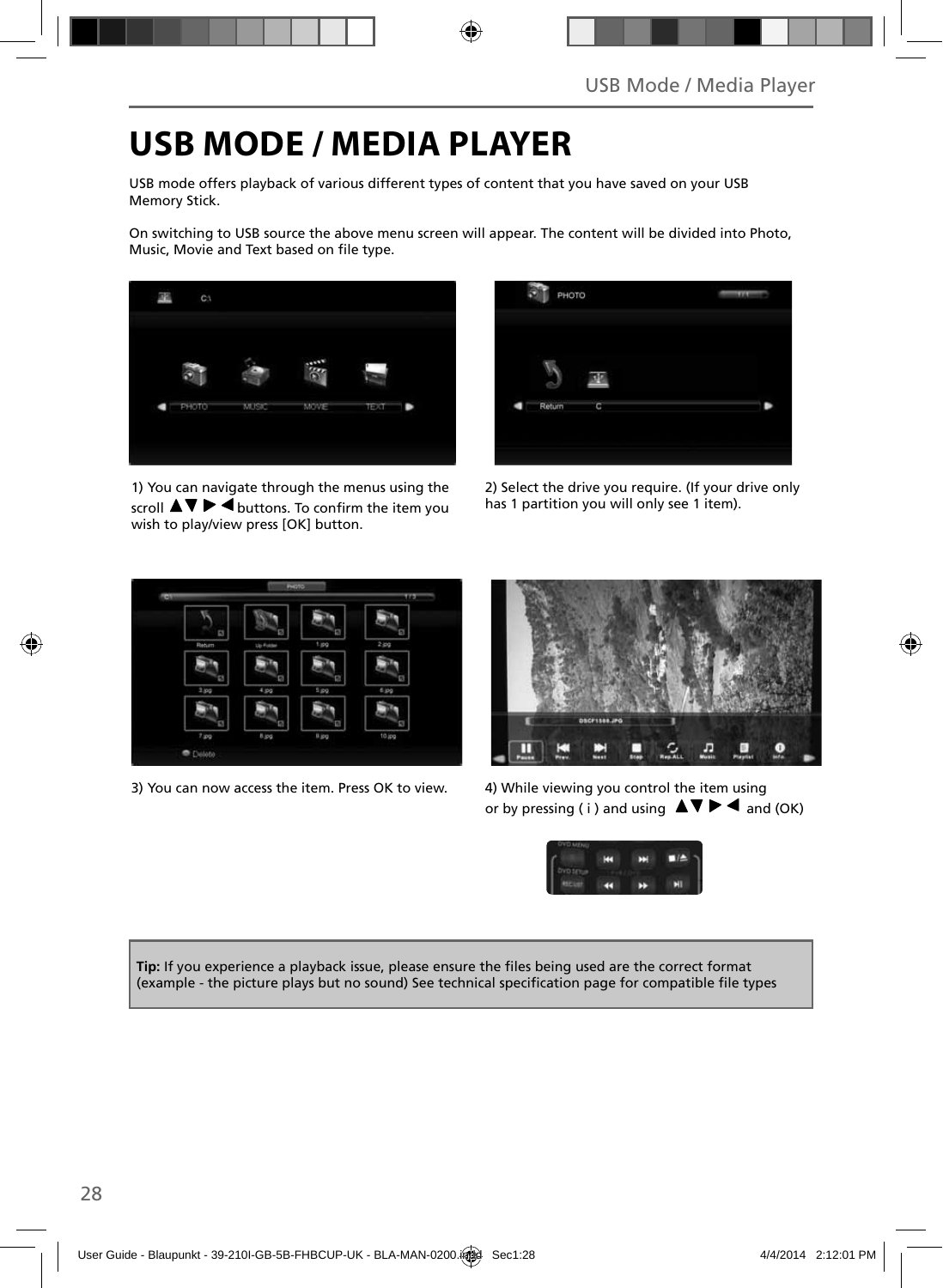# USB MODE / MEDIA PLAYER

USB mode offers playback of various different types of content that you have saved on your USB Memory Stick.

On switching to USB source the above menu screen will appear. The content will be divided into Photo, Music, Movie and Text based on file type.

1) You can navigate through the menus using the scroll ▲▼ ▶ ◀ buttons. To confirm the item you wish to play/view press [OK] button.

2) Select the drive you require. (If your drive only has 1 partition you will only see 1 item).

3) You can now access the item. Press OK to view.

4) While viewing you control the item using or by pressing ( i ) and using ▲▼ ▶ ◀ and (OK)

**Tip:** If you experience a playback issue, please ensure the files being used are the correct format (example - the picture plays but no sound) See technical specification page for compatible file types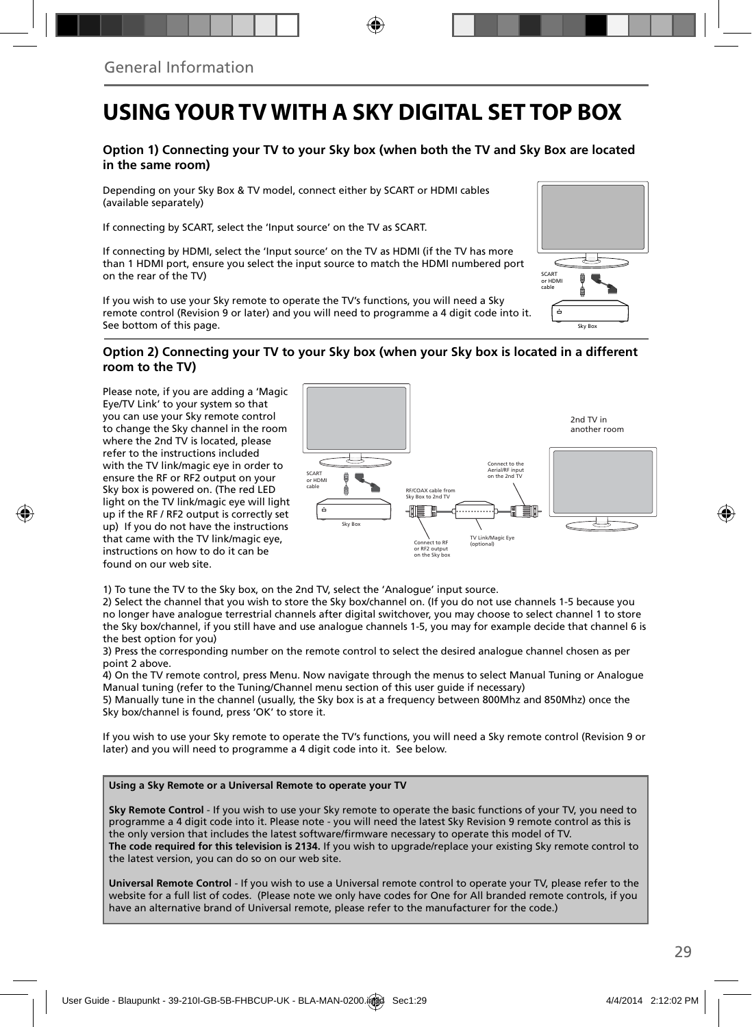General Information

# USING YOUR TV WITH A SKY DIGITAL SET TOP BOX

### Option 1) Connecting your TV to your Sky box (when both the TV and Sky Box are located in the same room)

Depending on your Sky Box & TV model, connect either by SCART or HDMI cables (available separately)

If connecting by SCART, select the 'Input source' on the TV as SCART.

If connecting by HDMI, select the 'Input source' on the TV as HDMI (if the TV has more than 1 HDMI port, ensure you select the input source to match the HDMI numbered port on the rear of the TV)

If you wish to use your Sky remote to operate the TV's functions, you will need a Sky remote control (Revision 9 or later) and you will need to programme a 4 digit code into it. See bottom of this page.

SCART or HDMI cable

Sky Box

### Option 2) Connecting your TV to your Sky box (when your Sky box is located in a different room to the TV)

Please note, if you are adding a 'Magic Eye/TV Link' to your system so that you can use your Sky remote control to change the Sky channel in the room where the 2nd TV is located, please refer to the instructions included with the TV link/magic eye in order to ensure the RF or RF2 output on your Sky box is powered on. (The red LED light on the TV link/magic eye will light up if the RF / RF2 output is correctly set up) If you do not have the instructions that came with the TV link/magic eye, instructions on how to do it can be found on our web site.

2nd TV in another room

SCART or HDMI cable

Sky Box

RF/COAX cable from Sky Box to 2nd TV

Connect to the Aerial/RF input on the 2nd TV

Connect to RF or RF2 output on the Sky box

TV Link/Magic Eye (optional)

1) To tune the TV to the Sky box, on the 2nd TV, select the 'Analogue' input source.
2) Select the channel that you wish to store the Sky box/channel on. (If you do not use channels 1-5 because you no longer have analogue terrestrial channels after digital switchover, you may choose to select channel 1 to store the Sky box/channel, if you still have and use analogue channels 1-5, you may for example decide that channel 6 is the best option for you)
3) Press the corresponding number on the remote control to select the desired analogue channel chosen as per point 2 above.
4) On the TV remote control, press Menu. Now navigate through the menus to select Manual Tuning or Analogue Manual tuning (refer to the Tuning/Channel menu section of this user guide if necessary)
5) Manually tune in the channel (usually, the Sky box is at a frequency between 800Mhz and 850Mhz) once the Sky box/channel is found, press 'OK' to store it.

If you wish to use your Sky remote to operate the TV's functions, you will need a Sky remote control (Revision 9 or later) and you will need to programme a 4 digit code into it. See below.

**Using a Sky Remote or a Universal Remote to operate your TV**

**Sky Remote Control** - If you wish to use your Sky remote to operate the basic functions of your TV, you need to programme a 4 digit code into it. Please note - you will need the latest Sky Revision 9 remote control as this is the only version that includes the latest software/firmware necessary to operate this model of TV.
**The code required for this television is 2134.** If you wish to upgrade/replace your existing Sky remote control to the latest version, you can do so on our web site.

**Universal Remote Control** - If you wish to use a Universal remote control to operate your TV, please refer to the website for a full list of codes. (Please note we only have codes for One for All branded remote controls, if you have an alternative brand of Universal remote, please refer to the manufacturer for the code.)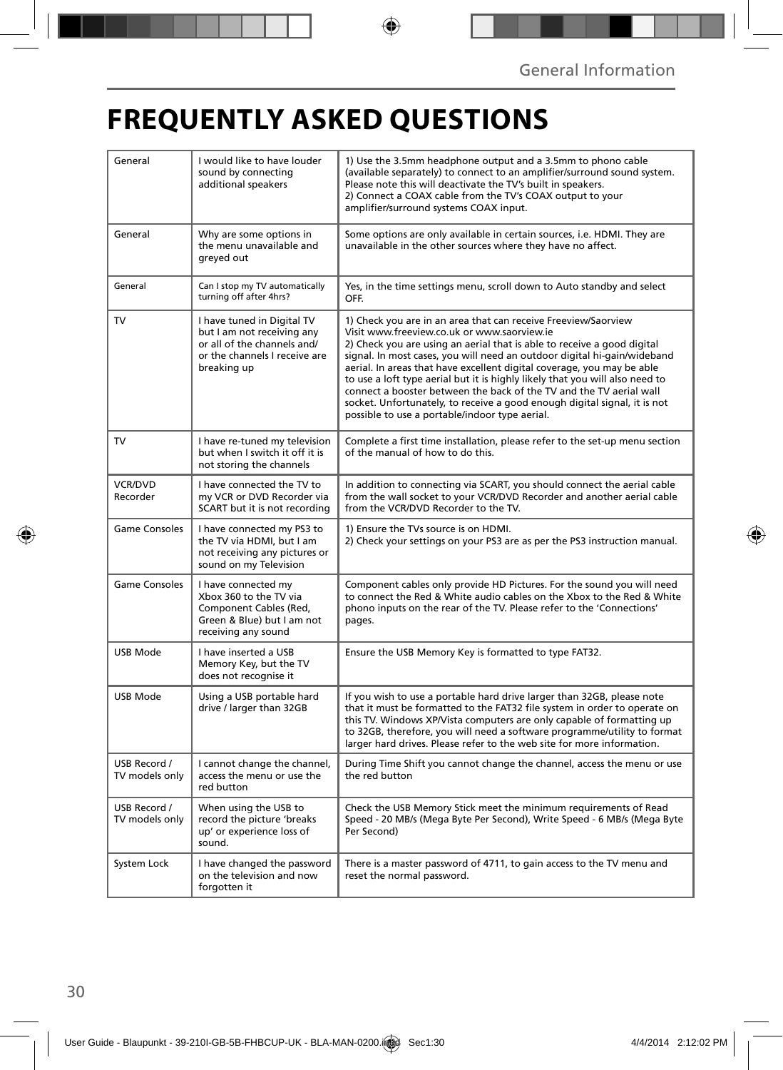# FREQUENTLY ASKED QUESTIONS

| | | |
|---|---|---|
| General | I would like to have louder sound by connecting additional speakers | 1) Use the 3.5mm headphone output and a 3.5mm to phono cable (available separately) to connect to an amplifier/surround sound system. Please note this will deactivate the TV's built in speakers.<br>2) Connect a COAX cable from the TV's COAX output to your amplifier/surround systems COAX input. |
| General | Why are some options in the menu unavailable and greyed out | Some options are only available in certain sources, i.e. HDMI. They are unavailable in the other sources where they have no affect. |
| General | Can I stop my TV automatically turning off after 4hrs? | Yes, in the time settings menu, scroll down to Auto standby and select OFF. |
| TV | I have tuned in Digital TV but I am not receiving any or all of the channels and/ or the channels I receive are breaking up | 1) Check you are in an area that can receive Freeview/Saorview Visit www.freeview.co.uk or www.saorview.ie<br>2) Check you are using an aerial that is able to receive a good digital signal. In most cases, you will need an outdoor digital hi-gain/wideband aerial. In areas that have excellent digital coverage, you may be able to use a loft type aerial but it is highly likely that you will also need to connect a booster between the back of the TV and the TV aerial wall socket. Unfortunately, to receive a good enough digital signal, it is not possible to use a portable/indoor type aerial. |
| TV | I have re-tuned my television but when I switch it off it is not storing the channels | Complete a first time installation, please refer to the set-up menu section of the manual of how to do this. |
| VCR/DVD Recorder | I have connected the TV to my VCR or DVD Recorder via SCART but it is not recording | In addition to connecting via SCART, you should connect the aerial cable from the wall socket to your VCR/DVD Recorder and another aerial cable from the VCR/DVD Recorder to the TV. |
| Game Consoles | I have connected my PS3 to the TV via HDMI, but I am not receiving any pictures or sound on my Television | 1) Ensure the TVs source is on HDMI.<br>2) Check your settings on your PS3 are as per the PS3 instruction manual. |
| Game Consoles | I have connected my Xbox 360 to the TV via Component Cables (Red, Green & Blue) but I am not receiving any sound | Component cables only provide HD Pictures. For the sound you will need to connect the Red & White audio cables on the Xbox to the Red & White phono inputs on the rear of the TV. Please refer to the 'Connections' pages. |
| USB Mode | I have inserted a USB Memory Key, but the TV does not recognise it | Ensure the USB Memory Key is formatted to type FAT32. |
| USB Mode | Using a USB portable hard drive / larger than 32GB | If you wish to use a portable hard drive larger than 32GB, please note that it must be formatted to the FAT32 file system in order to operate on this TV. Windows XP/Vista computers are only capable of formatting up to 32GB, therefore, you will need a software programme/utility to format larger hard drives. Please refer to the web site for more information. |
| USB Record / TV models only | I cannot change the channel, access the menu or use the red button | During Time Shift you cannot change the channel, access the menu or use the red button |
| USB Record / TV models only | When using the USB to record the picture 'breaks up' or experience loss of sound. | Check the USB Memory Stick meet the minimum requirements of Read Speed - 20 MB/s (Mega Byte Per Second), Write Speed - 6 MB/s (Mega Byte Per Second) |
| System Lock | I have changed the password on the television and now forgotten it | There is a master password of 4711, to gain access to the TV menu and reset the normal password. |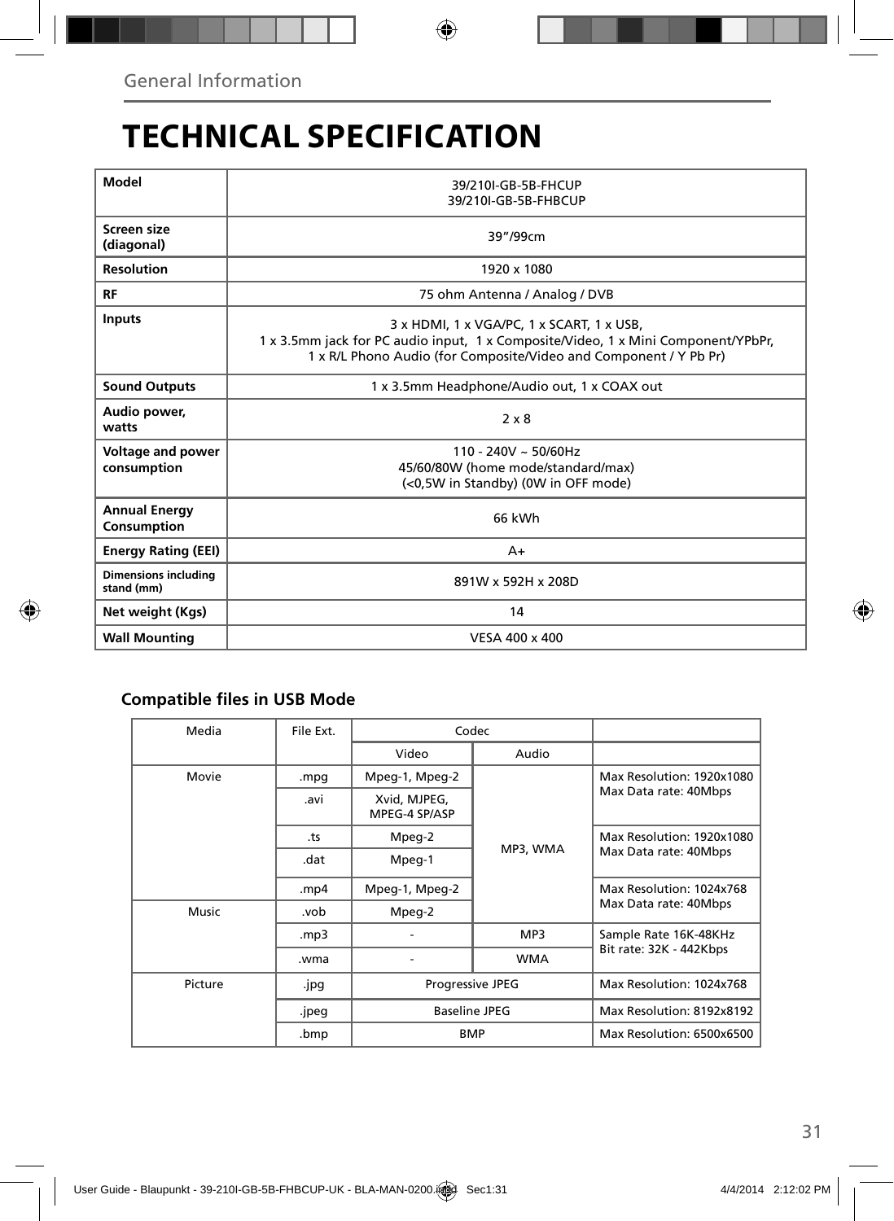General Information

# TECHNICAL SPECIFICATION

| Model | 39/210I-GB-5B-FHCUP<br>39/210I-GB-5B-FHBCUP |
|---|---|
| Screen size (diagonal) | 39”/99cm |
| Resolution | 1920 x 1080 |
| RF | 75 ohm Antenna / Analog / DVB |
| Inputs | 3 x HDMI, 1 x VGA/PC, 1 x SCART, 1 x USB,<br>1 x 3.5mm jack for PC audio input, 1 x Composite/Video, 1 x Mini Component/YPbPr,<br>1 x R/L Phono Audio (for Composite/Video and Component / Y Pb Pr) |
| Sound Outputs | 1 x 3.5mm Headphone/Audio out, 1 x COAX out |
| Audio power, watts | 2 x 8 |
| Voltage and power consumption | 110 - 240V ~ 50/60Hz<br>45/60/80W (home mode/standard/max)<br>(<0,5W in Standby) (0W in OFF mode) |
| Annual Energy Consumption | 66 kWh |
| Energy Rating (EEI) | A+ |
| Dimensions including stand (mm) | 891W x 592H x 208D |
| Net weight (Kgs) | 14 |
| Wall Mounting | VESA 400 x 400 |

### Compatible files in USB Mode

| Media | File Ext. | Codec | | |
|---|---|---|---|---|
| | | Video | Audio | |
| Movie | .mpg | Mpeg-1, Mpeg-2 | MP3, WMA | Max Resolution: 1920x1080<br>Max Data rate: 40Mbps |
| | .avi | Xvid, MJPEG, MPEG-4 SP/ASP | | |
| | .ts | Mpeg-2 | | Max Resolution: 1920x1080<br>Max Data rate: 40Mbps |
| | .dat | Mpeg-1 | | |
| | .mp4 | Mpeg-1, Mpeg-2 | | Max Resolution: 1024x768<br>Max Data rate: 40Mbps |
| Music | .vob | Mpeg-2 | | |
| | .mp3 | - | MP3 | Sample Rate 16K-48KHz<br>Bit rate: 32K - 442Kbps |
| | .wma | - | WMA | |
| Picture | .jpg | Progressive JPEG | | Max Resolution: 1024x768 |
| | .jpeg | Baseline JPEG | | Max Resolution: 8192x8192 |
| | .bmp | BMP | | Max Resolution: 6500x6500 |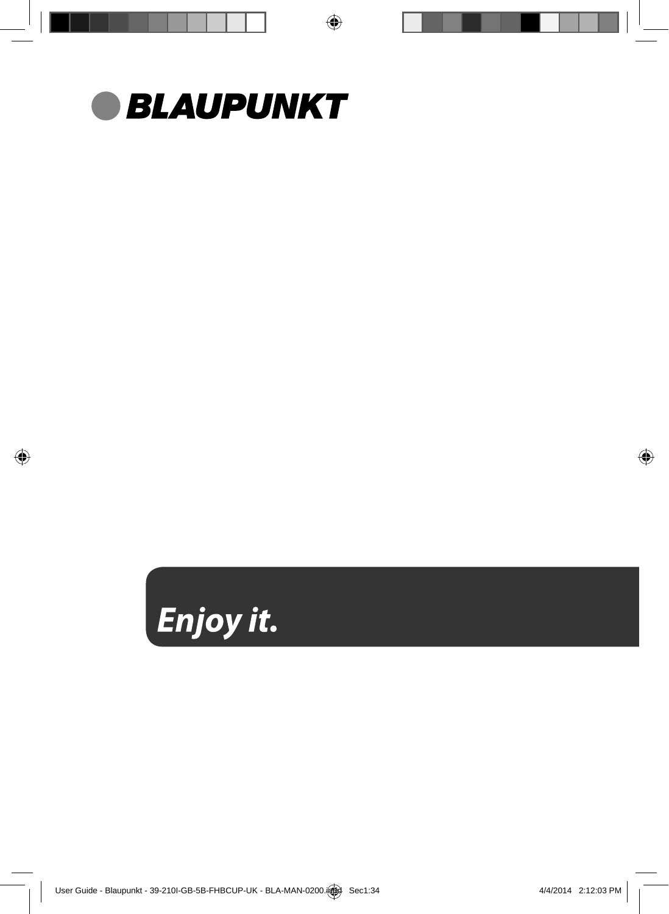BLAUPUNKT

Enjoy it.